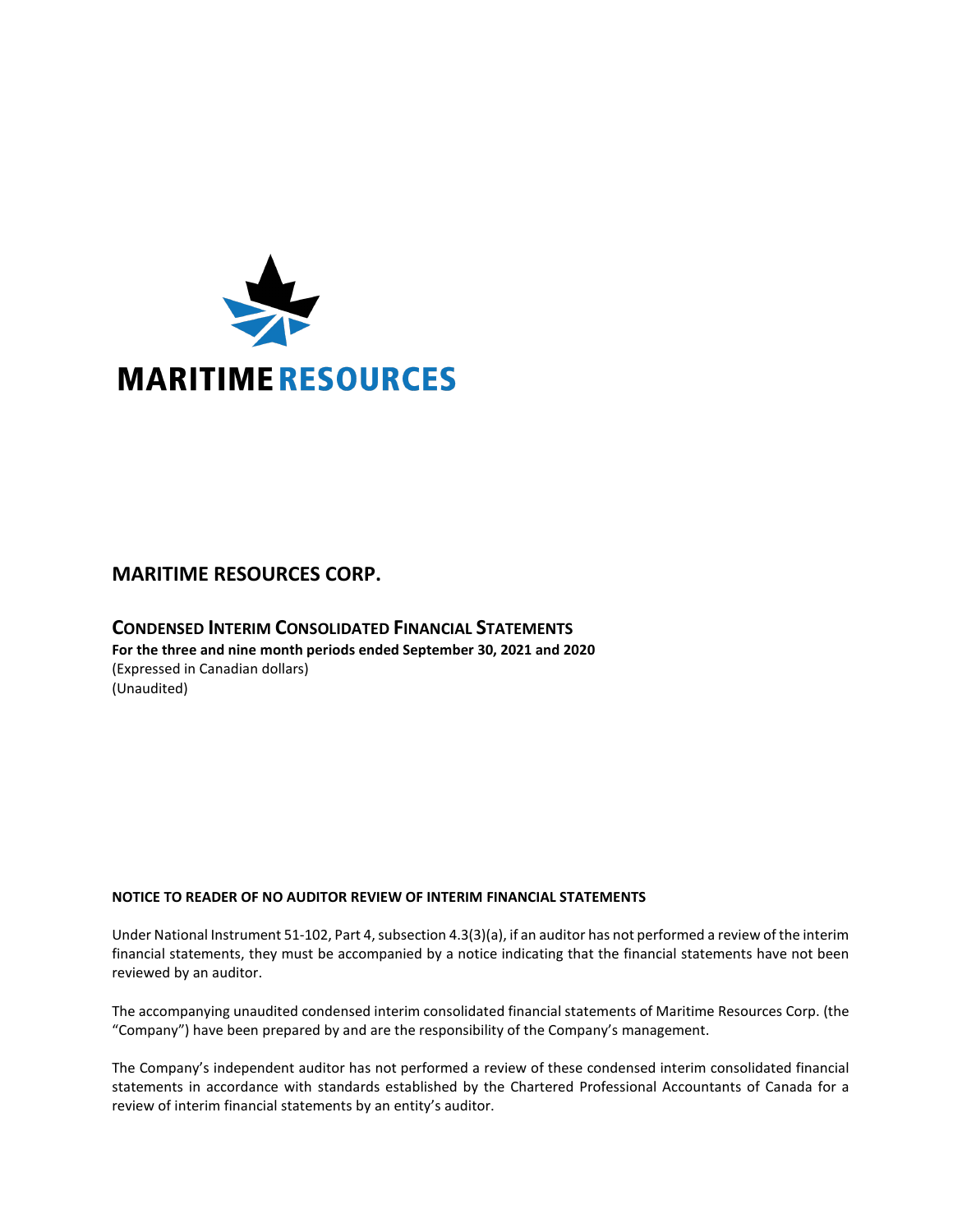MARITIME RESOURCES

# MARITIME RESOURCES CORP.

## CONDENSED INTERIM CONSOLIDATED FINANCIAL STATEMENTS

**For the three and nine month periods ended September 30, 2021 and 2020**

(Expressed in Canadian dollars)

(Unaudited)

**NOTICE TO READER OF NO AUDITOR REVIEW OF INTERIM FINANCIAL STATEMENTS**

Under National Instrument 51-102, Part 4, subsection 4.3(3)(a), if an auditor has not performed a review of the interim financial statements, they must be accompanied by a notice indicating that the financial statements have not been reviewed by an auditor.

The accompanying unaudited condensed interim consolidated financial statements of Maritime Resources Corp. (the "Company") have been prepared by and are the responsibility of the Company's management.

The Company's independent auditor has not performed a review of these condensed interim consolidated financial statements in accordance with standards established by the Chartered Professional Accountants of Canada for a review of interim financial statements by an entity's auditor.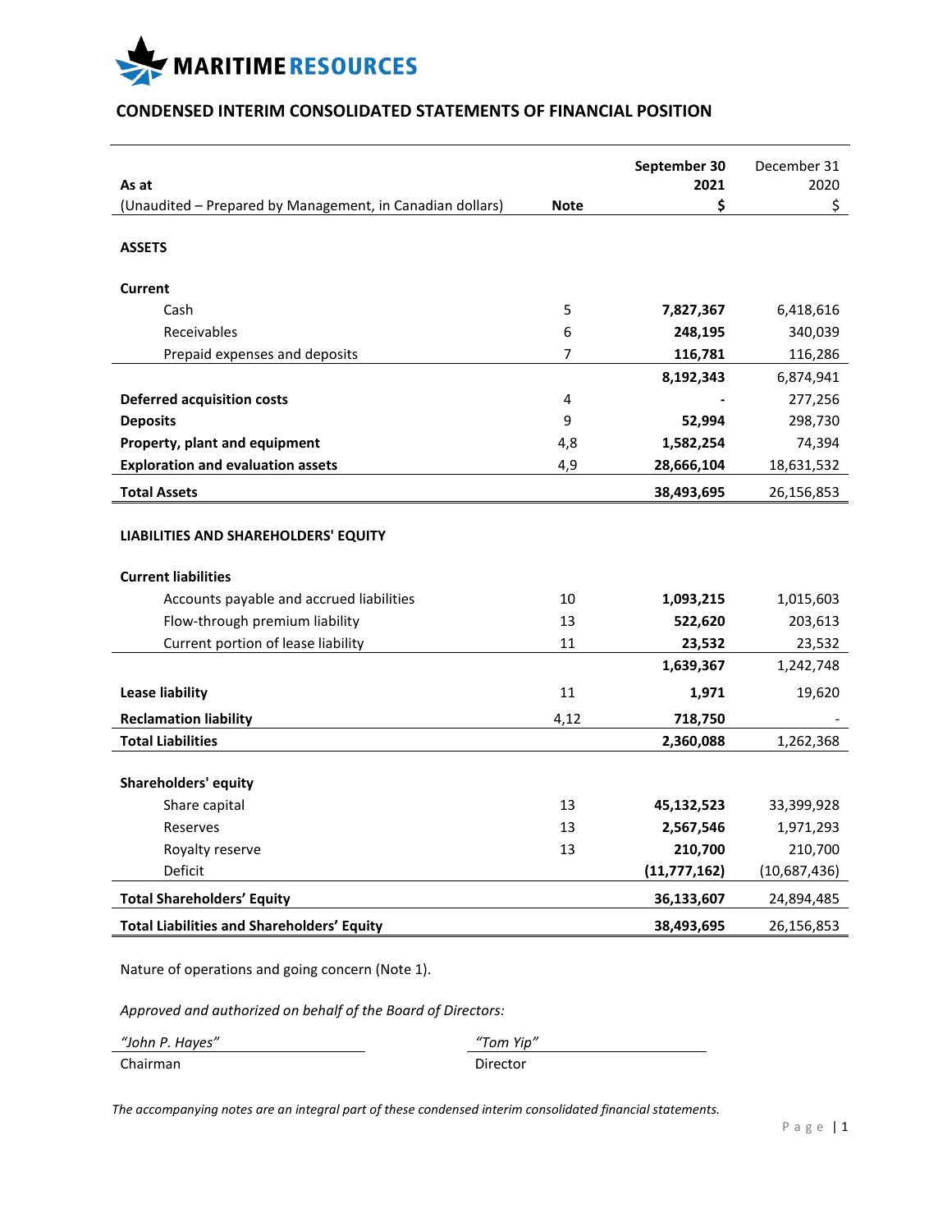MARITIME RESOURCES

## CONDENSED INTERIM CONSOLIDATED STATEMENTS OF FINANCIAL POSITION

| As at<br>(Unaudited – Prepared by Management, in Canadian dollars) | Note | September 30<br>2021<br>$ | December 31<br>2020<br>$ |
|---|---|---|---|
| **ASSETS** | | | |
| **Current** | | | |
| Cash | 5 | **7,827,367** | 6,418,616 |
| Receivables | 6 | **248,195** | 340,039 |
| Prepaid expenses and deposits | 7 | **116,781** | 116,286 |
| | | **8,192,343** | 6,874,941 |
| **Deferred acquisition costs** | 4 | **-** | 277,256 |
| **Deposits** | 9 | **52,994** | 298,730 |
| **Property, plant and equipment** | 4,8 | **1,582,254** | 74,394 |
| **Exploration and evaluation assets** | 4,9 | **28,666,104** | 18,631,532 |
| **Total Assets** | | **38,493,695** | 26,156,853 |
| **LIABILITIES AND SHAREHOLDERS' EQUITY** | | | |
| **Current liabilities** | | | |
| Accounts payable and accrued liabilities | 10 | **1,093,215** | 1,015,603 |
| Flow-through premium liability | 13 | **522,620** | 203,613 |
| Current portion of lease liability | 11 | **23,532** | 23,532 |
| | | **1,639,367** | 1,242,748 |
| **Lease liability** | 11 | **1,971** | 19,620 |
| **Reclamation liability** | 4,12 | **718,750** | - |
| **Total Liabilities** | | **2,360,088** | 1,262,368 |
| **Shareholders' equity** | | | |
| Share capital | 13 | **45,132,523** | 33,399,928 |
| Reserves | 13 | **2,567,546** | 1,971,293 |
| Royalty reserve | 13 | **210,700** | 210,700 |
| Deficit | | **(11,777,162)** | (10,687,436) |
| **Total Shareholders' Equity** | | **36,133,607** | 24,894,485 |
| **Total Liabilities and Shareholders' Equity** | | **38,493,695** | 26,156,853 |

Nature of operations and going concern (Note 1).

*Approved and authorized on behalf of the Board of Directors:*

| *"John P. Hayes"* | *"Tom Yip"* |
|---|---|
| Chairman | Director |

*The accompanying notes are an integral part of these condensed interim consolidated financial statements.*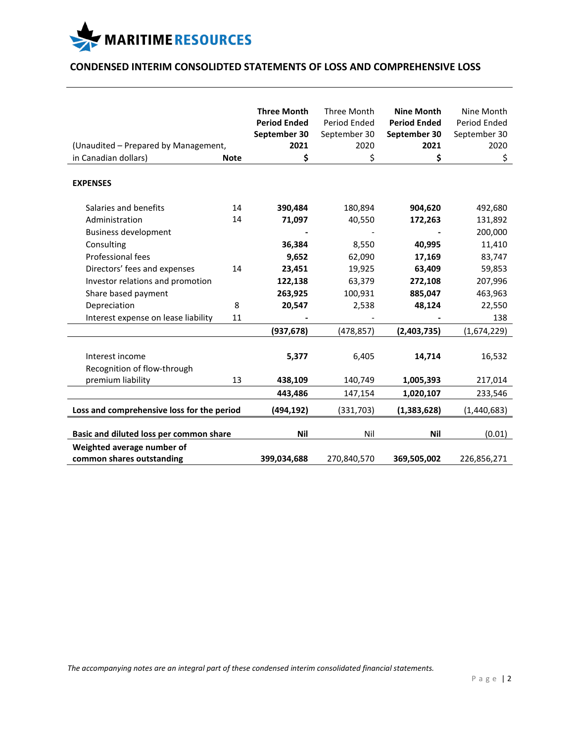MARITIME RESOURCES

## CONDENSED INTERIM CONSOLIDTED STATEMENTS OF LOSS AND COMPREHENSIVE LOSS

| (Unaudited – Prepared by Management, in Canadian dollars) | Note | **Three Month Period Ended September 30 2021 $** | Three Month Period Ended September 30 2020 $ | **Nine Month Period Ended September 30 2021 $** | Nine Month Period Ended September 30 2020 $ |
|---|---|---|---|---|---|
| **EXPENSES** | | | | | |
| Salaries and benefits | 14 | **390,484** | 180,894 | **904,620** | 492,680 |
| Administration | 14 | **71,097** | 40,550 | **172,263** | 131,892 |
| Business development | | **-** | - | **-** | 200,000 |
| Consulting | | **36,384** | 8,550 | **40,995** | 11,410 |
| Professional fees | | **9,652** | 62,090 | **17,169** | 83,747 |
| Directors' fees and expenses | 14 | **23,451** | 19,925 | **63,409** | 59,853 |
| Investor relations and promotion | | **122,138** | 63,379 | **272,108** | 207,996 |
| Share based payment | | **263,925** | 100,931 | **885,047** | 463,963 |
| Depreciation | 8 | **20,547** | 2,538 | **48,124** | 22,550 |
| Interest expense on lease liability | 11 | **-** | - | **-** | 138 |
| | | **(937,678)** | (478,857) | **(2,403,735)** | (1,674,229) |
| Interest income | | **5,377** | 6,405 | **14,714** | 16,532 |
| Recognition of flow-through premium liability | 13 | **438,109** | 140,749 | **1,005,393** | 217,014 |
| | | **443,486** | 147,154 | **1,020,107** | 233,546 |
| **Loss and comprehensive loss for the period** | | **(494,192)** | (331,703) | **(1,383,628)** | (1,440,683) |
| **Basic and diluted loss per common share** | | **Nil** | Nil | **Nil** | (0.01) |
| **Weighted average number of common shares outstanding** | | **399,034,688** | 270,840,570 | **369,505,002** | 226,856,271 |

*The accompanying notes are an integral part of these condensed interim consolidated financial statements.*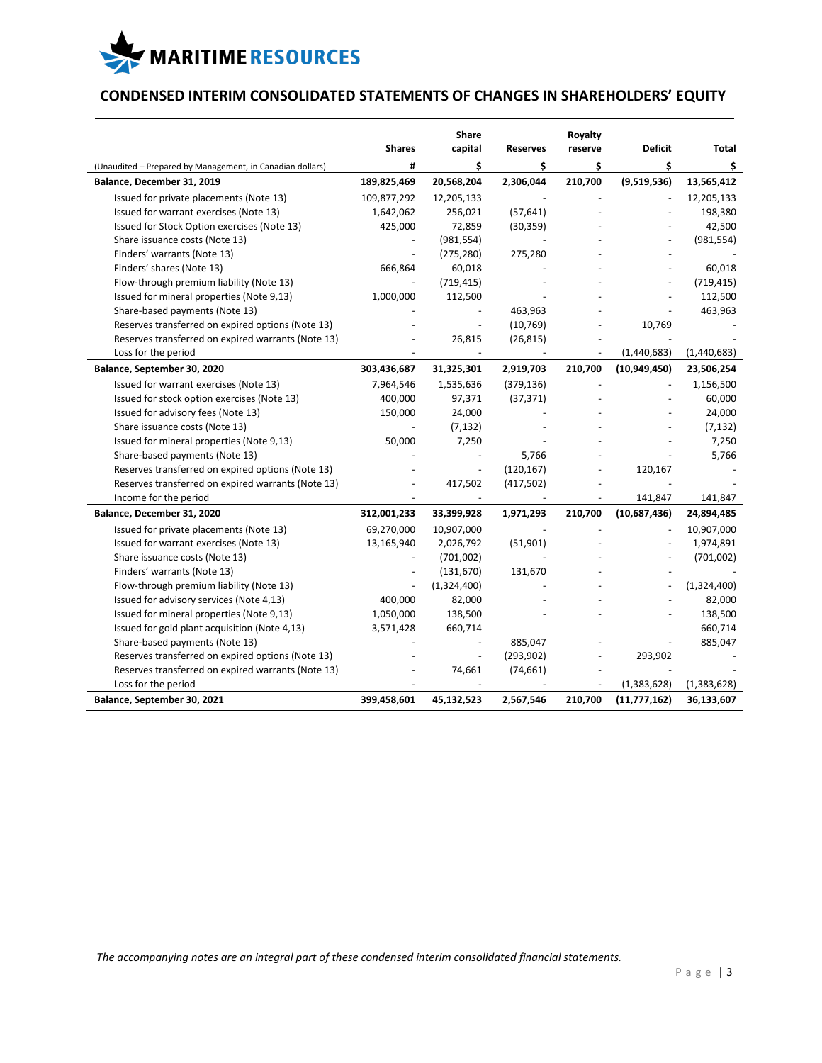# CONDENSED INTERIM CONSOLIDATED STATEMENTS OF CHANGES IN SHAREHOLDERS' EQUITY

| | Shares | Share capital | Reserves | Royalty reserve | Deficit | Total |
|---|---|---|---|---|---|---|
| (Unaudited – Prepared by Management, in Canadian dollars) | # | $ | $ | $ | $ | $ |
| **Balance, December 31, 2019** | **189,825,469** | **20,568,204** | **2,306,044** | **210,700** | **(9,519,536)** | **13,565,412** |
| Issued for private placements (Note 13) | 109,877,292 | 12,205,133 | - | - | - | 12,205,133 |
| Issued for warrant exercises (Note 13) | 1,642,062 | 256,021 | (57,641) | - | - | 198,380 |
| Issued for Stock Option exercises (Note 13) | 425,000 | 72,859 | (30,359) | - | - | 42,500 |
| Share issuance costs (Note 13) | - | (981,554) | - | - | - | (981,554) |
| Finders' warrants (Note 13) | - | (275,280) | 275,280 | - | - | - |
| Finders' shares (Note 13) | 666,864 | 60,018 | - | - | - | 60,018 |
| Flow-through premium liability (Note 13) | - | (719,415) | - | - | - | (719,415) |
| Issued for mineral properties (Note 9,13) | 1,000,000 | 112,500 | - | - | - | 112,500 |
| Share-based payments (Note 13) | - | - | 463,963 | - | - | 463,963 |
| Reserves transferred on expired options (Note 13) | - | - | (10,769) | - | 10,769 | - |
| Reserves transferred on expired warrants (Note 13) | - | 26,815 | (26,815) | - | - | - |
| Loss for the period | - | - | - | - | (1,440,683) | (1,440,683) |
| **Balance, September 30, 2020** | **303,436,687** | **31,325,301** | **2,919,703** | **210,700** | **(10,949,450)** | **23,506,254** |
| Issued for warrant exercises (Note 13) | 7,964,546 | 1,535,636 | (379,136) | - | - | 1,156,500 |
| Issued for stock option exercises (Note 13) | 400,000 | 97,371 | (37,371) | - | - | 60,000 |
| Issued for advisory fees (Note 13) | 150,000 | 24,000 | - | - | - | 24,000 |
| Share issuance costs (Note 13) | - | (7,132) | - | - | - | (7,132) |
| Issued for mineral properties (Note 9,13) | 50,000 | 7,250 | - | - | - | 7,250 |
| Share-based payments (Note 13) | - | - | 5,766 | - | - | 5,766 |
| Reserves transferred on expired options (Note 13) | - | - | (120,167) | - | 120,167 | - |
| Reserves transferred on expired warrants (Note 13) | - | 417,502 | (417,502) | - | - | - |
| Income for the period | - | - | - | - | 141,847 | 141,847 |
| **Balance, December 31, 2020** | **312,001,233** | **33,399,928** | **1,971,293** | **210,700** | **(10,687,436)** | **24,894,485** |
| Issued for private placements (Note 13) | 69,270,000 | 10,907,000 | - | - | - | 10,907,000 |
| Issued for warrant exercises (Note 13) | 13,165,940 | 2,026,792 | (51,901) | - | - | 1,974,891 |
| Share issuance costs (Note 13) | - | (701,002) | - | - | - | (701,002) |
| Finders' warrants (Note 13) | - | (131,670) | 131,670 | - | - | - |
| Flow-through premium liability (Note 13) | - | (1,324,400) | - | - | - | (1,324,400) |
| Issued for advisory services (Note 4,13) | 400,000 | 82,000 | - | - | - | 82,000 |
| Issued for mineral properties (Note 9,13) | 1,050,000 | 138,500 | - | - | - | 138,500 |
| Issued for gold plant acquisition (Note 4,13) | 3,571,428 | 660,714 | | | | 660,714 |
| Share-based payments (Note 13) | - | - | 885,047 | - | - | 885,047 |
| Reserves transferred on expired options (Note 13) | - | - | (293,902) | - | 293,902 | - |
| Reserves transferred on expired warrants (Note 13) | - | 74,661 | (74,661) | - | - | - |
| Loss for the period | - | - | - | - | (1,383,628) | (1,383,628) |
| **Balance, September 30, 2021** | **399,458,601** | **45,132,523** | **2,567,546** | **210,700** | **(11,777,162)** | **36,133,607** |

*The accompanying notes are an integral part of these condensed interim consolidated financial statements.*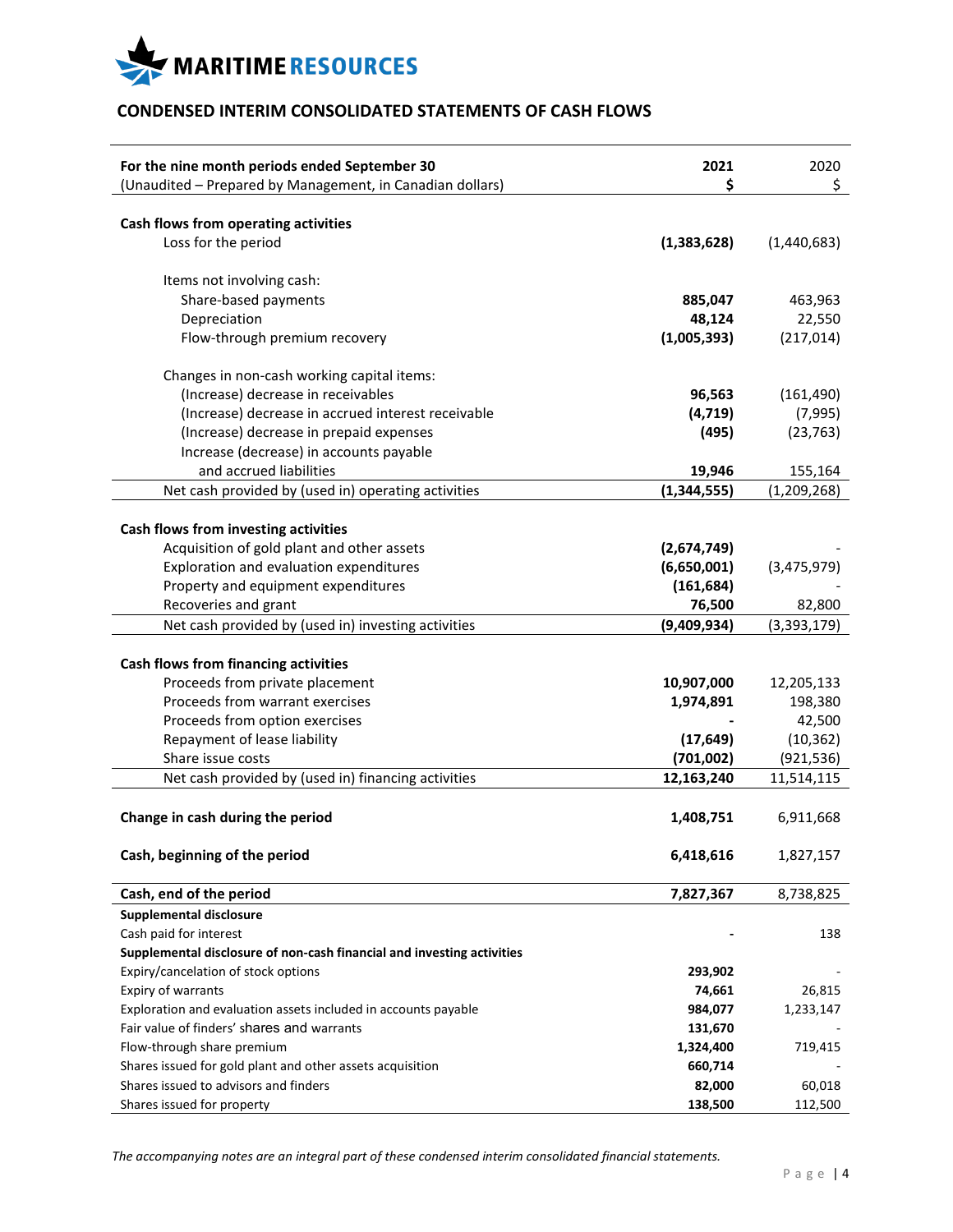MARITIME RESOURCES

## CONDENSED INTERIM CONSOLIDATED STATEMENTS OF CASH FLOWS

| For the nine month periods ended September 30 (Unaudited – Prepared by Management, in Canadian dollars) | 2021 $ | 2020 $ |
|---|---|---|
| **Cash flows from operating activities** | | |
| Loss for the period | **(1,383,628)** | (1,440,683) |
| Items not involving cash: | | |
| Share-based payments | **885,047** | 463,963 |
| Depreciation | **48,124** | 22,550 |
| Flow-through premium recovery | **(1,005,393)** | (217,014) |
| Changes in non-cash working capital items: | | |
| (Increase) decrease in receivables | **96,563** | (161,490) |
| (Increase) decrease in accrued interest receivable | **(4,719)** | (7,995) |
| (Increase) decrease in prepaid expenses | **(495)** | (23,763) |
| Increase (decrease) in accounts payable and accrued liabilities | **19,946** | 155,164 |
| Net cash provided by (used in) operating activities | **(1,344,555)** | (1,209,268) |
| **Cash flows from investing activities** | | |
| Acquisition of gold plant and other assets | **(2,674,749)** | - |
| Exploration and evaluation expenditures | **(6,650,001)** | (3,475,979) |
| Property and equipment expenditures | **(161,684)** | - |
| Recoveries and grant | **76,500** | 82,800 |
| Net cash provided by (used in) investing activities | **(9,409,934)** | (3,393,179) |
| **Cash flows from financing activities** | | |
| Proceeds from private placement | **10,907,000** | 12,205,133 |
| Proceeds from warrant exercises | **1,974,891** | 198,380 |
| Proceeds from option exercises | **-** | 42,500 |
| Repayment of lease liability | **(17,649)** | (10,362) |
| Share issue costs | **(701,002)** | (921,536) |
| Net cash provided by (used in) financing activities | **12,163,240** | 11,514,115 |
| **Change in cash during the period** | **1,408,751** | 6,911,668 |
| **Cash, beginning of the period** | **6,418,616** | 1,827,157 |
| **Cash, end of the period** | **7,827,367** | 8,738,825 |
| **Supplemental disclosure** | | |
| Cash paid for interest | **-** | 138 |
| **Supplemental disclosure of non-cash financial and investing activities** | | |
| Expiry/cancelation of stock options | **293,902** | - |
| Expiry of warrants | **74,661** | 26,815 |
| Exploration and evaluation assets included in accounts payable | **984,077** | 1,233,147 |
| Fair value of finders' shares and warrants | **131,670** | - |
| Flow-through share premium | **1,324,400** | 719,415 |
| Shares issued for gold plant and other assets acquisition | **660,714** | - |
| Shares issued to advisors and finders | **82,000** | 60,018 |
| Shares issued for property | **138,500** | 112,500 |

*The accompanying notes are an integral part of these condensed interim consolidated financial statements.*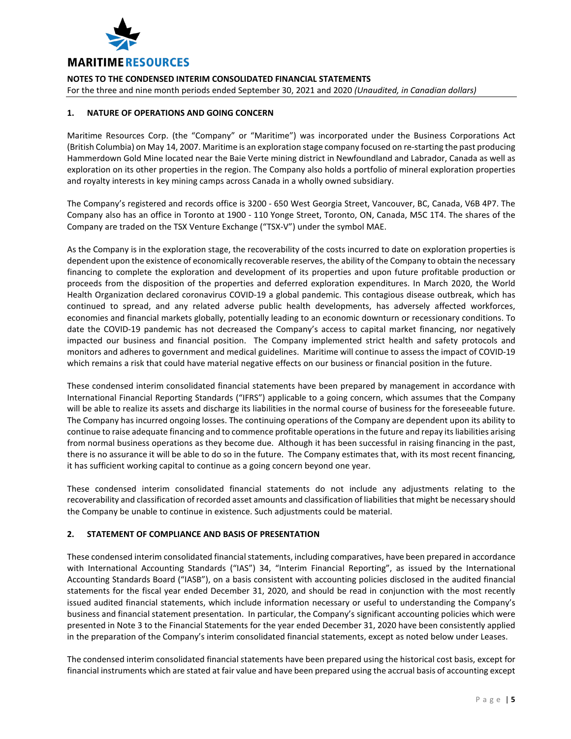## 1. NATURE OF OPERATIONS AND GOING CONCERN

Maritime Resources Corp. (the "Company" or "Maritime") was incorporated under the Business Corporations Act (British Columbia) on May 14, 2007. Maritime is an exploration stage company focused on re-starting the past producing Hammerdown Gold Mine located near the Baie Verte mining district in Newfoundland and Labrador, Canada as well as exploration on its other properties in the region. The Company also holds a portfolio of mineral exploration properties and royalty interests in key mining camps across Canada in a wholly owned subsidiary.

The Company's registered and records office is 3200 - 650 West Georgia Street, Vancouver, BC, Canada, V6B 4P7. The Company also has an office in Toronto at 1900 - 110 Yonge Street, Toronto, ON, Canada, M5C 1T4. The shares of the Company are traded on the TSX Venture Exchange ("TSX-V") under the symbol MAE.

As the Company is in the exploration stage, the recoverability of the costs incurred to date on exploration properties is dependent upon the existence of economically recoverable reserves, the ability of the Company to obtain the necessary financing to complete the exploration and development of its properties and upon future profitable production or proceeds from the disposition of the properties and deferred exploration expenditures. In March 2020, the World Health Organization declared coronavirus COVID-19 a global pandemic. This contagious disease outbreak, which has continued to spread, and any related adverse public health developments, has adversely affected workforces, economies and financial markets globally, potentially leading to an economic downturn or recessionary conditions. To date the COVID-19 pandemic has not decreased the Company's access to capital market financing, nor negatively impacted our business and financial position. The Company implemented strict health and safety protocols and monitors and adheres to government and medical guidelines. Maritime will continue to assess the impact of COVID-19 which remains a risk that could have material negative effects on our business or financial position in the future.

These condensed interim consolidated financial statements have been prepared by management in accordance with International Financial Reporting Standards ("IFRS") applicable to a going concern, which assumes that the Company will be able to realize its assets and discharge its liabilities in the normal course of business for the foreseeable future. The Company has incurred ongoing losses. The continuing operations of the Company are dependent upon its ability to continue to raise adequate financing and to commence profitable operations in the future and repay its liabilities arising from normal business operations as they become due. Although it has been successful in raising financing in the past, there is no assurance it will be able to do so in the future. The Company estimates that, with its most recent financing, it has sufficient working capital to continue as a going concern beyond one year.

These condensed interim consolidated financial statements do not include any adjustments relating to the recoverability and classification of recorded asset amounts and classification of liabilities that might be necessary should the Company be unable to continue in existence. Such adjustments could be material.

## 2. STATEMENT OF COMPLIANCE AND BASIS OF PRESENTATION

These condensed interim consolidated financial statements, including comparatives, have been prepared in accordance with International Accounting Standards ("IAS") 34, "Interim Financial Reporting", as issued by the International Accounting Standards Board ("IASB"), on a basis consistent with accounting policies disclosed in the audited financial statements for the fiscal year ended December 31, 2020, and should be read in conjunction with the most recently issued audited financial statements, which include information necessary or useful to understanding the Company's business and financial statement presentation. In particular, the Company's significant accounting policies which were presented in Note 3 to the Financial Statements for the year ended December 31, 2020 have been consistently applied in the preparation of the Company's interim consolidated financial statements, except as noted below under Leases.

The condensed interim consolidated financial statements have been prepared using the historical cost basis, except for financial instruments which are stated at fair value and have been prepared using the accrual basis of accounting except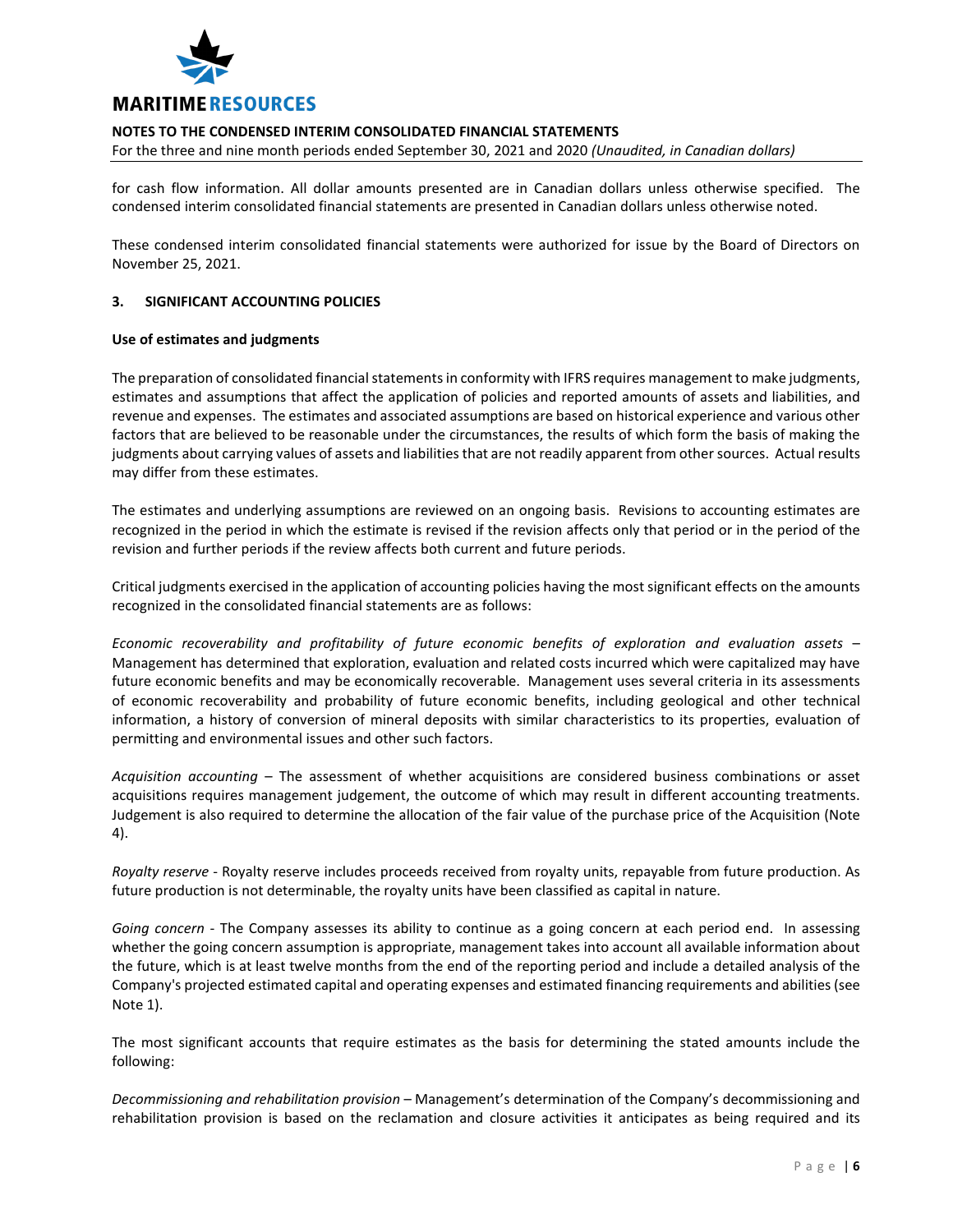for cash flow information. All dollar amounts presented are in Canadian dollars unless otherwise specified. The condensed interim consolidated financial statements are presented in Canadian dollars unless otherwise noted.

These condensed interim consolidated financial statements were authorized for issue by the Board of Directors on November 25, 2021.

## 3. SIGNIFICANT ACCOUNTING POLICIES

### Use of estimates and judgments

The preparation of consolidated financial statements in conformity with IFRS requires management to make judgments, estimates and assumptions that affect the application of policies and reported amounts of assets and liabilities, and revenue and expenses. The estimates and associated assumptions are based on historical experience and various other factors that are believed to be reasonable under the circumstances, the results of which form the basis of making the judgments about carrying values of assets and liabilities that are not readily apparent from other sources. Actual results may differ from these estimates.

The estimates and underlying assumptions are reviewed on an ongoing basis. Revisions to accounting estimates are recognized in the period in which the estimate is revised if the revision affects only that period or in the period of the revision and further periods if the review affects both current and future periods.

Critical judgments exercised in the application of accounting policies having the most significant effects on the amounts recognized in the consolidated financial statements are as follows:

*Economic recoverability and profitability of future economic benefits of exploration and evaluation assets* – Management has determined that exploration, evaluation and related costs incurred which were capitalized may have future economic benefits and may be economically recoverable. Management uses several criteria in its assessments of economic recoverability and probability of future economic benefits, including geological and other technical information, a history of conversion of mineral deposits with similar characteristics to its properties, evaluation of permitting and environmental issues and other such factors.

*Acquisition accounting* – The assessment of whether acquisitions are considered business combinations or asset acquisitions requires management judgement, the outcome of which may result in different accounting treatments. Judgement is also required to determine the allocation of the fair value of the purchase price of the Acquisition (Note 4).

*Royalty reserve* - Royalty reserve includes proceeds received from royalty units, repayable from future production. As future production is not determinable, the royalty units have been classified as capital in nature.

*Going concern* - The Company assesses its ability to continue as a going concern at each period end. In assessing whether the going concern assumption is appropriate, management takes into account all available information about the future, which is at least twelve months from the end of the reporting period and include a detailed analysis of the Company's projected estimated capital and operating expenses and estimated financing requirements and abilities (see Note 1).

The most significant accounts that require estimates as the basis for determining the stated amounts include the following:

*Decommissioning and rehabilitation provision* – Management's determination of the Company's decommissioning and rehabilitation provision is based on the reclamation and closure activities it anticipates as being required and its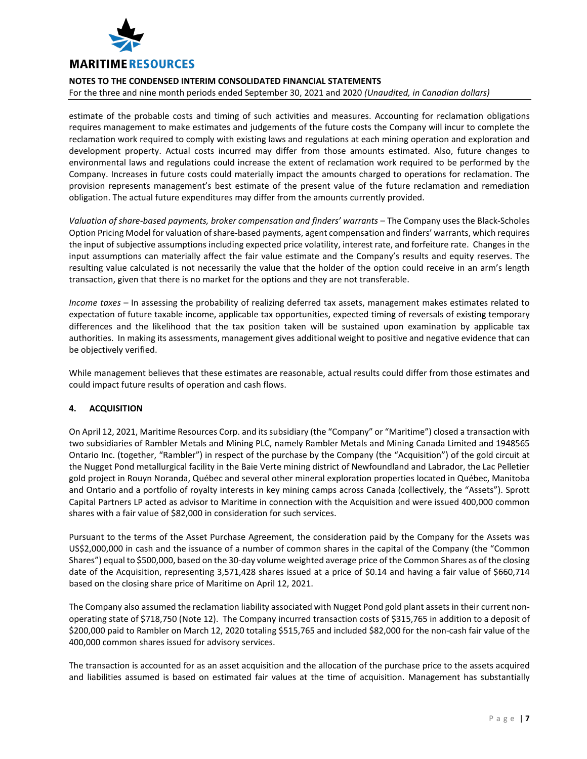estimate of the probable costs and timing of such activities and measures. Accounting for reclamation obligations requires management to make estimates and judgements of the future costs the Company will incur to complete the reclamation work required to comply with existing laws and regulations at each mining operation and exploration and development property. Actual costs incurred may differ from those amounts estimated. Also, future changes to environmental laws and regulations could increase the extent of reclamation work required to be performed by the Company. Increases in future costs could materially impact the amounts charged to operations for reclamation. The provision represents management's best estimate of the present value of the future reclamation and remediation obligation. The actual future expenditures may differ from the amounts currently provided.

*Valuation of share-based payments, broker compensation and finders' warrants* – The Company uses the Black-Scholes Option Pricing Model for valuation of share-based payments, agent compensation and finders' warrants, which requires the input of subjective assumptions including expected price volatility, interest rate, and forfeiture rate. Changes in the input assumptions can materially affect the fair value estimate and the Company's results and equity reserves. The resulting value calculated is not necessarily the value that the holder of the option could receive in an arm's length transaction, given that there is no market for the options and they are not transferable.

*Income taxes* – In assessing the probability of realizing deferred tax assets, management makes estimates related to expectation of future taxable income, applicable tax opportunities, expected timing of reversals of existing temporary differences and the likelihood that the tax position taken will be sustained upon examination by applicable tax authorities. In making its assessments, management gives additional weight to positive and negative evidence that can be objectively verified.

While management believes that these estimates are reasonable, actual results could differ from those estimates and could impact future results of operation and cash flows.

## 4. ACQUISITION

On April 12, 2021, Maritime Resources Corp. and its subsidiary (the "Company" or "Maritime") closed a transaction with two subsidiaries of Rambler Metals and Mining PLC, namely Rambler Metals and Mining Canada Limited and 1948565 Ontario Inc. (together, "Rambler") in respect of the purchase by the Company (the "Acquisition") of the gold circuit at the Nugget Pond metallurgical facility in the Baie Verte mining district of Newfoundland and Labrador, the Lac Pelletier gold project in Rouyn Noranda, Québec and several other mineral exploration properties located in Québec, Manitoba and Ontario and a portfolio of royalty interests in key mining camps across Canada (collectively, the "Assets"). Sprott Capital Partners LP acted as advisor to Maritime in connection with the Acquisition and were issued 400,000 common shares with a fair value of $82,000 in consideration for such services.

Pursuant to the terms of the Asset Purchase Agreement, the consideration paid by the Company for the Assets was US$2,000,000 in cash and the issuance of a number of common shares in the capital of the Company (the "Common Shares") equal to $500,000, based on the 30-day volume weighted average price of the Common Shares as of the closing date of the Acquisition, representing 3,571,428 shares issued at a price of $0.14 and having a fair value of $660,714 based on the closing share price of Maritime on April 12, 2021.

The Company also assumed the reclamation liability associated with Nugget Pond gold plant assets in their current non-operating state of $718,750 (Note 12). The Company incurred transaction costs of $315,765 in addition to a deposit of $200,000 paid to Rambler on March 12, 2020 totaling $515,765 and included $82,000 for the non-cash fair value of the 400,000 common shares issued for advisory services.

The transaction is accounted for as an asset acquisition and the allocation of the purchase price to the assets acquired and liabilities assumed is based on estimated fair values at the time of acquisition. Management has substantially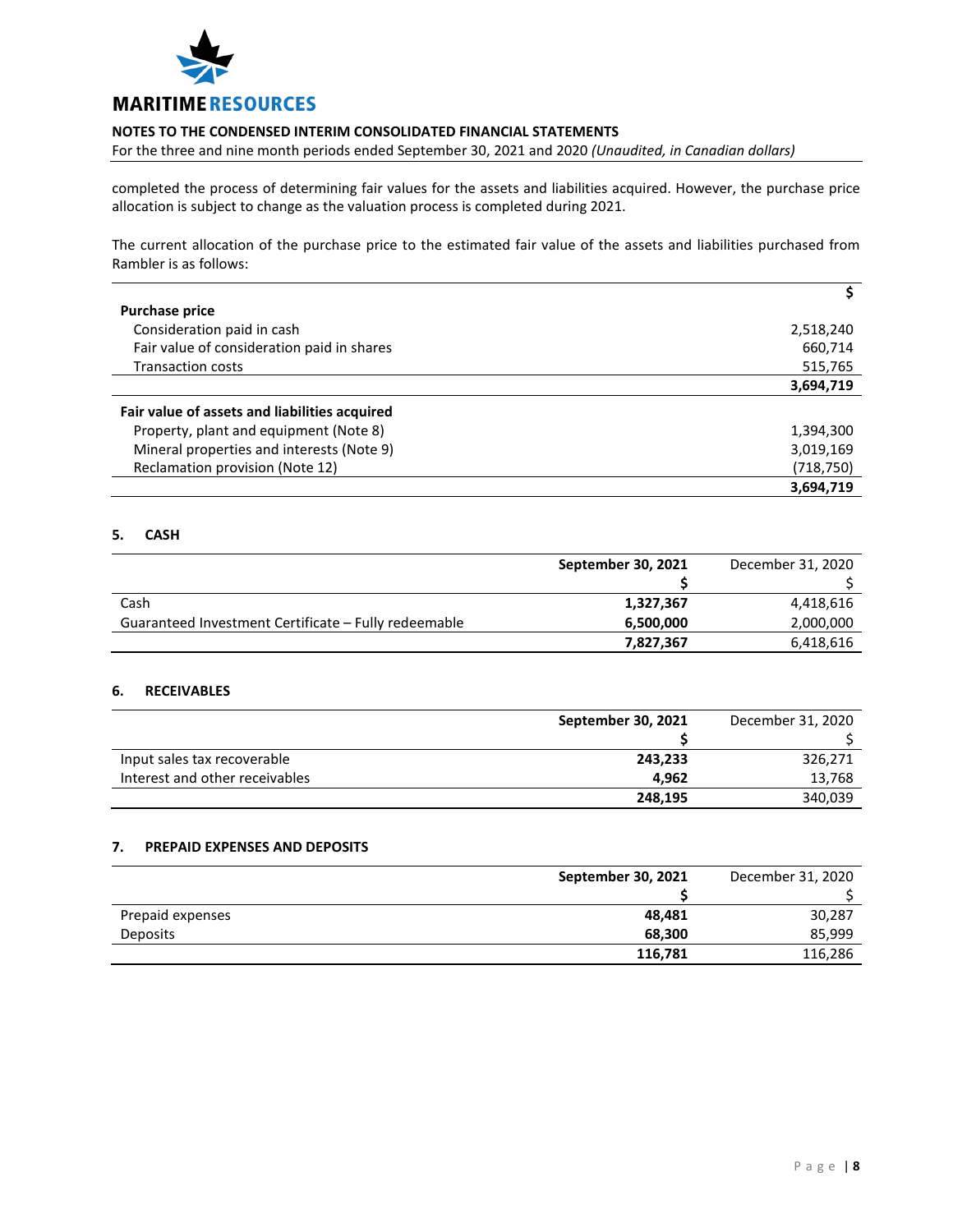completed the process of determining fair values for the assets and liabilities acquired. However, the purchase price allocation is subject to change as the valuation process is completed during 2021.

The current allocation of the purchase price to the estimated fair value of the assets and liabilities purchased from Rambler is as follows:

| | $ |
|---|---|
| **Purchase price** | |
| Consideration paid in cash | 2,518,240 |
| Fair value of consideration paid in shares | 660,714 |
| Transaction costs | 515,765 |
| | **3,694,719** |
| **Fair value of assets and liabilities acquired** | |
| Property, plant and equipment (Note 8) | 1,394,300 |
| Mineral properties and interests (Note 9) | 3,019,169 |
| Reclamation provision (Note 12) | (718,750) |
| | **3,694,719** |

## 5. CASH

| | **September 30, 2021** | December 31, 2020 |
|---|---|---|
| | **$** | $ |
| Cash | **1,327,367** | 4,418,616 |
| Guaranteed Investment Certificate – Fully redeemable | **6,500,000** | 2,000,000 |
| | **7,827,367** | 6,418,616 |

## 6. RECEIVABLES

| | **September 30, 2021** | December 31, 2020 |
|---|---|---|
| | **$** | $ |
| Input sales tax recoverable | **243,233** | 326,271 |
| Interest and other receivables | **4,962** | 13,768 |
| | **248,195** | 340,039 |

## 7. PREPAID EXPENSES AND DEPOSITS

| | **September 30, 2021** | December 31, 2020 |
|---|---|---|
| | **$** | $ |
| Prepaid expenses | **48,481** | 30,287 |
| Deposits | **68,300** | 85,999 |
| | **116,781** | 116,286 |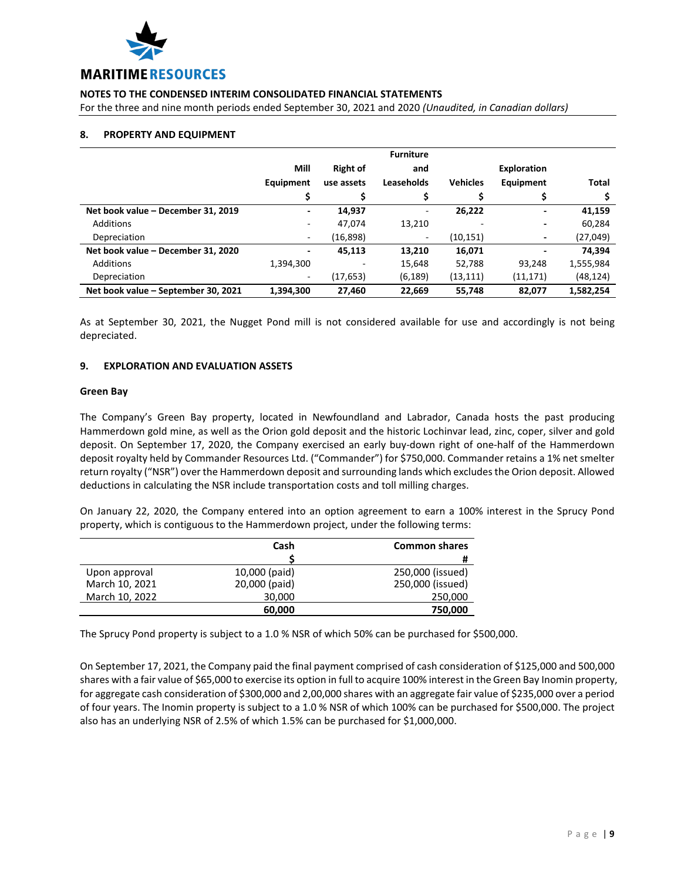## 8. PROPERTY AND EQUIPMENT

| | Mill Equipment | Right of use assets | Furniture and Leaseholds | Vehicles | Exploration Equipment | Total |
|---|---|---|---|---|---|---|
| | $ | $ | $ | $ | $ | $ |
| **Net book value – December 31, 2019** | **-** | **14,937** | - | **26,222** | **-** | **41,159** |
| Additions | - | 47,074 | 13,210 | - | - | 60,284 |
| Depreciation | - | (16,898) | - | (10,151) | - | (27,049) |
| **Net book value – December 31, 2020** | **-** | **45,113** | **13,210** | **16,071** | **-** | **74,394** |
| Additions | 1,394,300 | - | 15,648 | 52,788 | 93,248 | 1,555,984 |
| Depreciation | - | (17,653) | (6,189) | (13,111) | (11,171) | (48,124) |
| **Net book value – September 30, 2021** | **1,394,300** | **27,460** | **22,669** | **55,748** | **82,077** | **1,582,254** |

As at September 30, 2021, the Nugget Pond mill is not considered available for use and accordingly is not being depreciated.

## 9. EXPLORATION AND EVALUATION ASSETS

### Green Bay

The Company's Green Bay property, located in Newfoundland and Labrador, Canada hosts the past producing Hammerdown gold mine, as well as the Orion gold deposit and the historic Lochinvar lead, zinc, coper, silver and gold deposit. On September 17, 2020, the Company exercised an early buy-down right of one-half of the Hammerdown deposit royalty held by Commander Resources Ltd. ("Commander") for $750,000. Commander retains a 1% net smelter return royalty ("NSR") over the Hammerdown deposit and surrounding lands which excludes the Orion deposit. Allowed deductions in calculating the NSR include transportation costs and toll milling charges.

On January 22, 2020, the Company entered into an option agreement to earn a 100% interest in the Sprucy Pond property, which is contiguous to the Hammerdown project, under the following terms:

| | Cash | Common shares |
|---|---|---|
| | $ | # |
| Upon approval | 10,000 (paid) | 250,000 (issued) |
| March 10, 2021 | 20,000 (paid) | 250,000 (issued) |
| March 10, 2022 | 30,000 | 250,000 |
| | **60,000** | **750,000** |

The Sprucy Pond property is subject to a 1.0 % NSR of which 50% can be purchased for $500,000.

On September 17, 2021, the Company paid the final payment comprised of cash consideration of $125,000 and 500,000 shares with a fair value of $65,000 to exercise its option in full to acquire 100% interest in the Green Bay Inomin property, for aggregate cash consideration of $300,000 and 2,00,000 shares with an aggregate fair value of $235,000 over a period of four years. The Inomin property is subject to a 1.0 % NSR of which 100% can be purchased for $500,000. The project also has an underlying NSR of 2.5% of which 1.5% can be purchased for $1,000,000.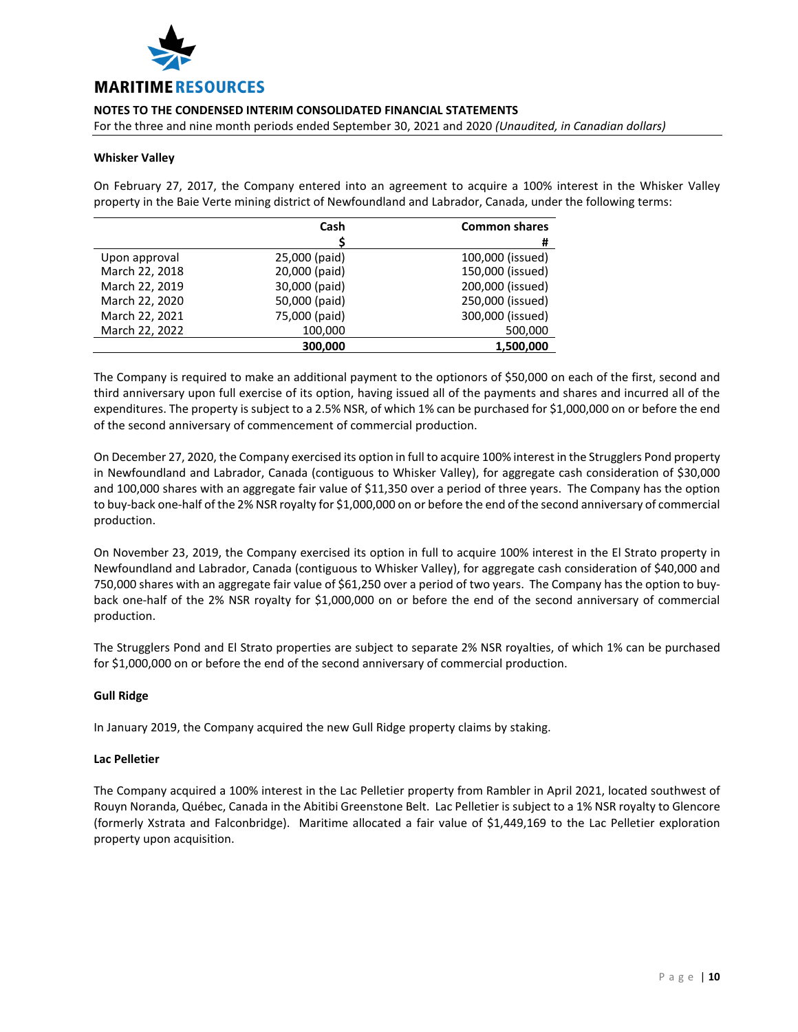#### Whisker Valley

On February 27, 2017, the Company entered into an agreement to acquire a 100% interest in the Whisker Valley property in the Baie Verte mining district of Newfoundland and Labrador, Canada, under the following terms:

| | Cash<br>$ | Common shares<br># |
|---|---|---|
| Upon approval | 25,000 (paid) | 100,000 (issued) |
| March 22, 2018 | 20,000 (paid) | 150,000 (issued) |
| March 22, 2019 | 30,000 (paid) | 200,000 (issued) |
| March 22, 2020 | 50,000 (paid) | 250,000 (issued) |
| March 22, 2021 | 75,000 (paid) | 300,000 (issued) |
| March 22, 2022 | 100,000 | 500,000 |
| | **300,000** | **1,500,000** |

The Company is required to make an additional payment to the optionors of $50,000 on each of the first, second and third anniversary upon full exercise of its option, having issued all of the payments and shares and incurred all of the expenditures. The property is subject to a 2.5% NSR, of which 1% can be purchased for $1,000,000 on or before the end of the second anniversary of commencement of commercial production.

On December 27, 2020, the Company exercised its option in full to acquire 100% interest in the Strugglers Pond property in Newfoundland and Labrador, Canada (contiguous to Whisker Valley), for aggregate cash consideration of $30,000 and 100,000 shares with an aggregate fair value of $11,350 over a period of three years. The Company has the option to buy-back one-half of the 2% NSR royalty for $1,000,000 on or before the end of the second anniversary of commercial production.

On November 23, 2019, the Company exercised its option in full to acquire 100% interest in the El Strato property in Newfoundland and Labrador, Canada (contiguous to Whisker Valley), for aggregate cash consideration of $40,000 and 750,000 shares with an aggregate fair value of $61,250 over a period of two years. The Company has the option to buy-back one-half of the 2% NSR royalty for $1,000,000 on or before the end of the second anniversary of commercial production.

The Strugglers Pond and El Strato properties are subject to separate 2% NSR royalties, of which 1% can be purchased for $1,000,000 on or before the end of the second anniversary of commercial production.

#### Gull Ridge

In January 2019, the Company acquired the new Gull Ridge property claims by staking.

#### Lac Pelletier

The Company acquired a 100% interest in the Lac Pelletier property from Rambler in April 2021, located southwest of Rouyn Noranda, Québec, Canada in the Abitibi Greenstone Belt. Lac Pelletier is subject to a 1% NSR royalty to Glencore (formerly Xstrata and Falconbridge). Maritime allocated a fair value of $1,449,169 to the Lac Pelletier exploration property upon acquisition.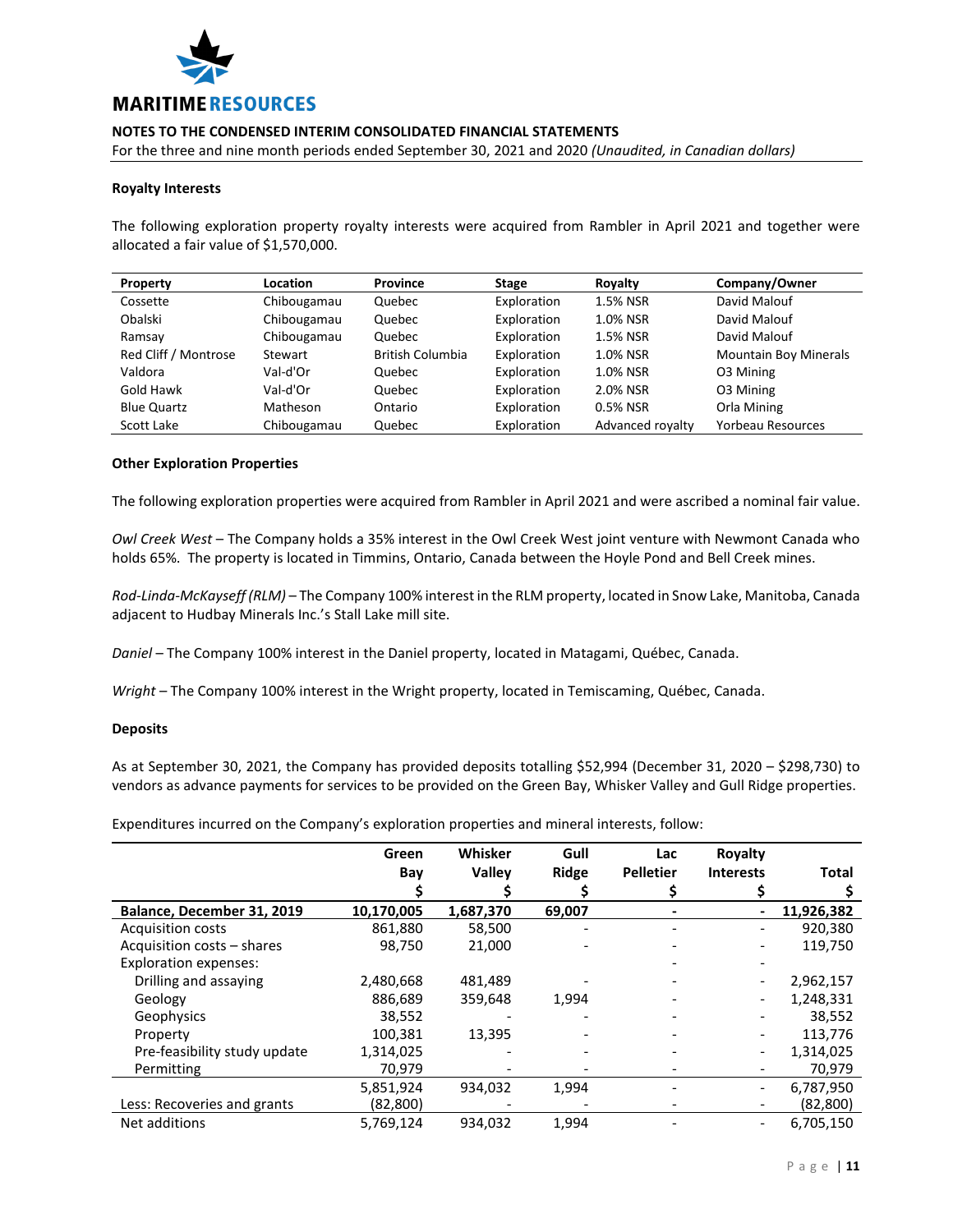**NOTES TO THE CONDENSED INTERIM CONSOLIDATED FINANCIAL STATEMENTS**

For the three and nine month periods ended September 30, 2021 and 2020 *(Unaudited, in Canadian dollars)*

### Royalty Interests

The following exploration property royalty interests were acquired from Rambler in April 2021 and together were allocated a fair value of $1,570,000.

| Property | Location | Province | Stage | Royalty | Company/Owner |
|---|---|---|---|---|---|
| Cossette | Chibougamau | Quebec | Exploration | 1.5% NSR | David Malouf |
| Obalski | Chibougamau | Quebec | Exploration | 1.0% NSR | David Malouf |
| Ramsay | Chibougamau | Quebec | Exploration | 1.5% NSR | David Malouf |
| Red Cliff / Montrose | Stewart | British Columbia | Exploration | 1.0% NSR | Mountain Boy Minerals |
| Valdora | Val-d'Or | Quebec | Exploration | 1.0% NSR | O3 Mining |
| Gold Hawk | Val-d'Or | Quebec | Exploration | 2.0% NSR | O3 Mining |
| Blue Quartz | Matheson | Ontario | Exploration | 0.5% NSR | Orla Mining |
| Scott Lake | Chibougamau | Quebec | Exploration | Advanced royalty | Yorbeau Resources |

### Other Exploration Properties

The following exploration properties were acquired from Rambler in April 2021 and were ascribed a nominal fair value.

*Owl Creek West* – The Company holds a 35% interest in the Owl Creek West joint venture with Newmont Canada who holds 65%. The property is located in Timmins, Ontario, Canada between the Hoyle Pond and Bell Creek mines.

*Rod-Linda-McKayseff (RLM)* – The Company 100% interest in the RLM property, located in Snow Lake, Manitoba, Canada adjacent to Hudbay Minerals Inc.'s Stall Lake mill site.

*Daniel* – The Company 100% interest in the Daniel property, located in Matagami, Québec, Canada.

*Wright* – The Company 100% interest in the Wright property, located in Temiscaming, Québec, Canada.

### Deposits

As at September 30, 2021, the Company has provided deposits totalling $52,994 (December 31, 2020 – $298,730) to vendors as advance payments for services to be provided on the Green Bay, Whisker Valley and Gull Ridge properties.

Expenditures incurred on the Company's exploration properties and mineral interests, follow:

| | Green Bay $ | Whisker Valley $ | Gull Ridge $ | Lac Pelletier $ | Royalty Interests $ | Total $ |
|---|---|---|---|---|---|---|
| **Balance, December 31, 2019** | **10,170,005** | **1,687,370** | **69,007** | **-** | **-** | **11,926,382** |
| Acquisition costs | 861,880 | 58,500 | - | - | - | 920,380 |
| Acquisition costs – shares | 98,750 | 21,000 | - | - | - | 119,750 |
| Exploration expenses: | | | | - | - | |
| Drilling and assaying | 2,480,668 | 481,489 | - | - | - | 2,962,157 |
| Geology | 886,689 | 359,648 | 1,994 | - | - | 1,248,331 |
| Geophysics | 38,552 | - | - | - | - | 38,552 |
| Property | 100,381 | 13,395 | - | - | - | 113,776 |
| Pre-feasibility study update | 1,314,025 | - | - | - | - | 1,314,025 |
| Permitting | 70,979 | - | - | - | - | 70,979 |
| | 5,851,924 | 934,032 | 1,994 | - | - | 6,787,950 |
| Less: Recoveries and grants | (82,800) | - | - | - | - | (82,800) |
| Net additions | 5,769,124 | 934,032 | 1,994 | - | - | 6,705,150 |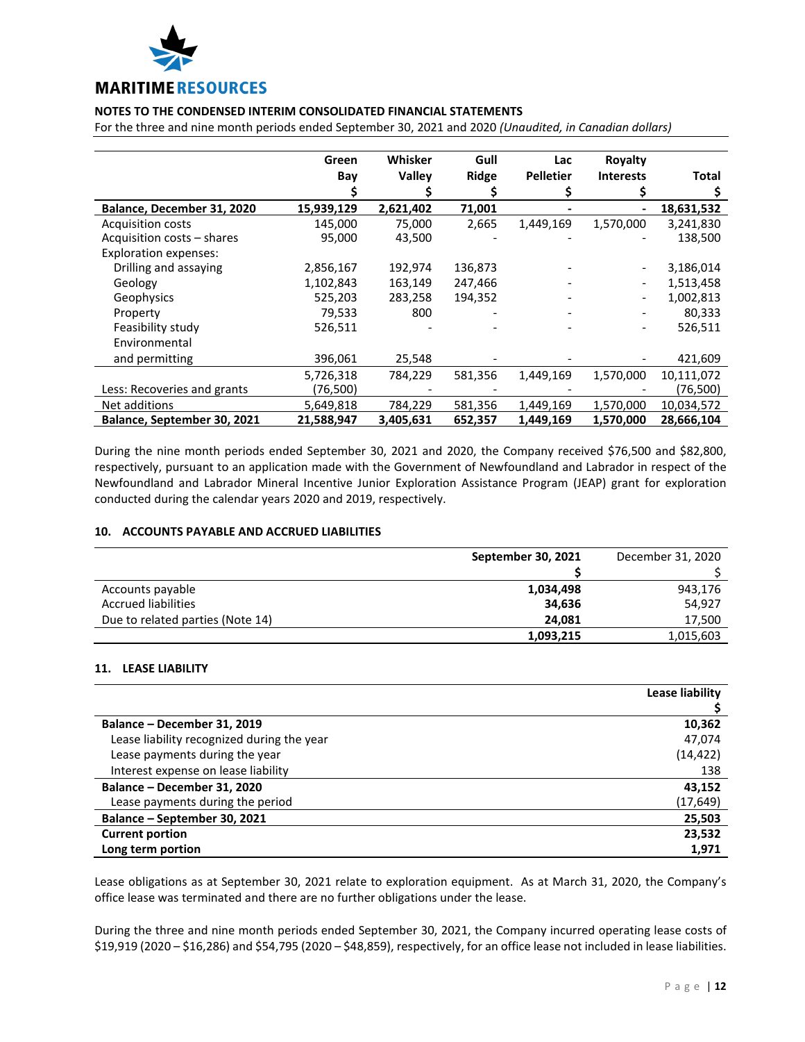| | Green Bay $ | Whisker Valley $ | Gull Ridge $ | Lac Pelletier $ | Royalty Interests $ | Total $ |
|---|---|---|---|---|---|---|
| **Balance, December 31, 2020** | **15,939,129** | **2,621,402** | **71,001** | **-** | **-** | **18,631,532** |
| Acquisition costs | 145,000 | 75,000 | 2,665 | 1,449,169 | 1,570,000 | 3,241,830 |
| Acquisition costs – shares | 95,000 | 43,500 | - | - | - | 138,500 |
| Exploration expenses: | | | | | | |
| Drilling and assaying | 2,856,167 | 192,974 | 136,873 | - | - | 3,186,014 |
| Geology | 1,102,843 | 163,149 | 247,466 | - | - | 1,513,458 |
| Geophysics | 525,203 | 283,258 | 194,352 | - | - | 1,002,813 |
| Property | 79,533 | 800 | - | - | - | 80,333 |
| Feasibility study | 526,511 | - | - | - | - | 526,511 |
| Environmental and permitting | 396,061 | 25,548 | - | - | - | 421,609 |
| | 5,726,318 | 784,229 | 581,356 | 1,449,169 | 1,570,000 | 10,111,072 |
| Less: Recoveries and grants | (76,500) | - | - | - | - | (76,500) |
| Net additions | 5,649,818 | 784,229 | 581,356 | 1,449,169 | 1,570,000 | 10,034,572 |
| **Balance, September 30, 2021** | **21,588,947** | **3,405,631** | **652,357** | **1,449,169** | **1,570,000** | **28,666,104** |

During the nine month periods ended September 30, 2021 and 2020, the Company received $76,500 and $82,800, respectively, pursuant to an application made with the Government of Newfoundland and Labrador in respect of the Newfoundland and Labrador Mineral Incentive Junior Exploration Assistance Program (JEAP) grant for exploration conducted during the calendar years 2020 and 2019, respectively.

## 10. ACCOUNTS PAYABLE AND ACCRUED LIABILITIES

| | September 30, 2021 $ | December 31, 2020 $ |
|---|---|---|
| Accounts payable | **1,034,498** | 943,176 |
| Accrued liabilities | **34,636** | 54,927 |
| Due to related parties (Note 14) | **24,081** | 17,500 |
| | **1,093,215** | 1,015,603 |

## 11. LEASE LIABILITY

| | Lease liability $ |
|---|---|
| **Balance – December 31, 2019** | **10,362** |
| Lease liability recognized during the year | 47,074 |
| Lease payments during the year | (14,422) |
| Interest expense on lease liability | 138 |
| **Balance – December 31, 2020** | **43,152** |
| Lease payments during the period | (17,649) |
| **Balance – September 30, 2021** | **25,503** |
| **Current portion** | **23,532** |
| **Long term portion** | **1,971** |

Lease obligations as at September 30, 2021 relate to exploration equipment. As at March 31, 2020, the Company's office lease was terminated and there are no further obligations under the lease.

During the three and nine month periods ended September 30, 2021, the Company incurred operating lease costs of $19,919 (2020 – $16,286) and $54,795 (2020 – $48,859), respectively, for an office lease not included in lease liabilities.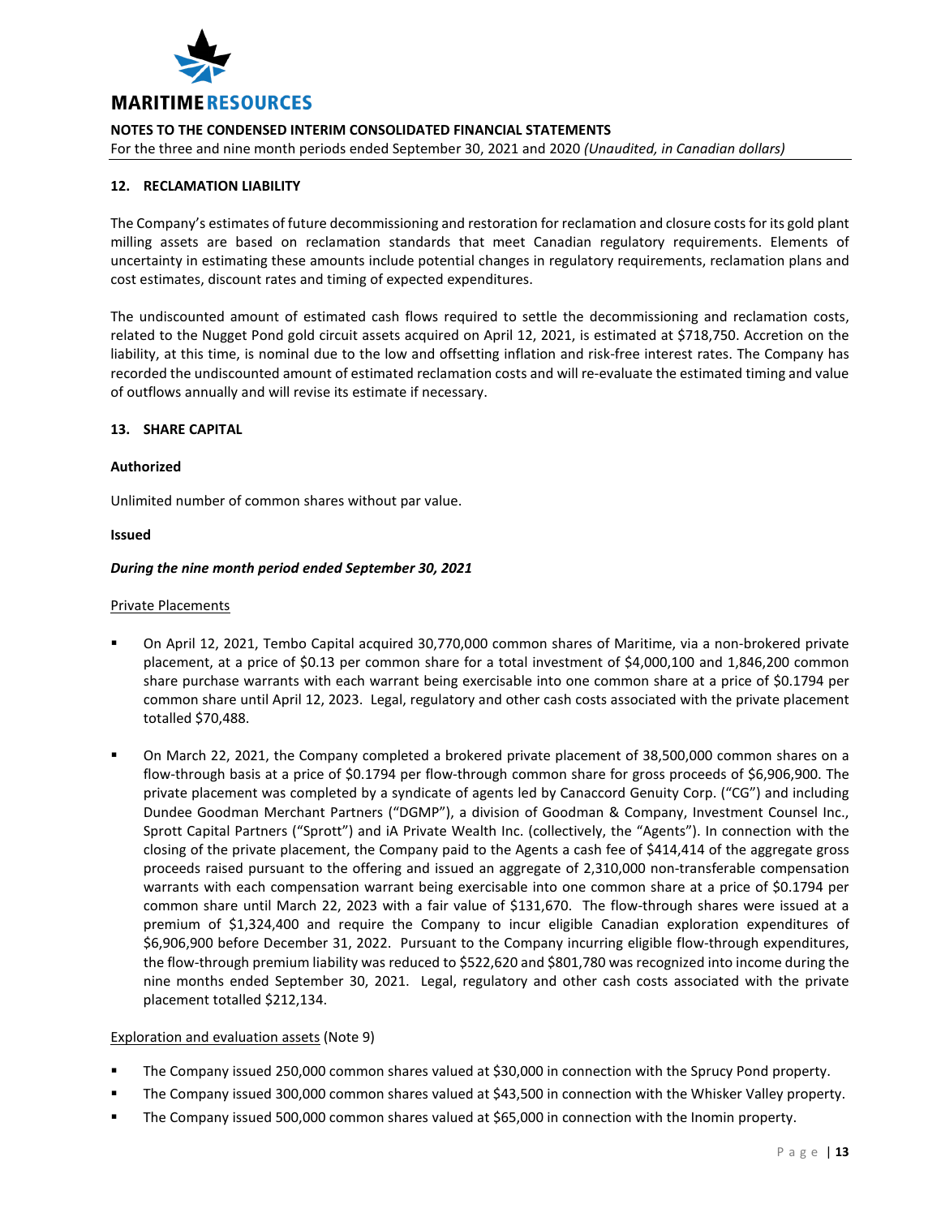## 12. RECLAMATION LIABILITY

The Company's estimates of future decommissioning and restoration for reclamation and closure costs for its gold plant milling assets are based on reclamation standards that meet Canadian regulatory requirements. Elements of uncertainty in estimating these amounts include potential changes in regulatory requirements, reclamation plans and cost estimates, discount rates and timing of expected expenditures.

The undiscounted amount of estimated cash flows required to settle the decommissioning and reclamation costs, related to the Nugget Pond gold circuit assets acquired on April 12, 2021, is estimated at $718,750. Accretion on the liability, at this time, is nominal due to the low and offsetting inflation and risk-free interest rates. The Company has recorded the undiscounted amount of estimated reclamation costs and will re-evaluate the estimated timing and value of outflows annually and will revise its estimate if necessary.

## 13. SHARE CAPITAL

**Authorized**

Unlimited number of common shares without par value.

**Issued**

***During the nine month period ended September 30, 2021***

Private Placements

- On April 12, 2021, Tembo Capital acquired 30,770,000 common shares of Maritime, via a non-brokered private placement, at a price of $0.13 per common share for a total investment of $4,000,100 and 1,846,200 common share purchase warrants with each warrant being exercisable into one common share at a price of $0.1794 per common share until April 12, 2023. Legal, regulatory and other cash costs associated with the private placement totalled $70,488.
- On March 22, 2021, the Company completed a brokered private placement of 38,500,000 common shares on a flow-through basis at a price of $0.1794 per flow-through common share for gross proceeds of $6,906,900. The private placement was completed by a syndicate of agents led by Canaccord Genuity Corp. ("CG") and including Dundee Goodman Merchant Partners ("DGMP"), a division of Goodman & Company, Investment Counsel Inc., Sprott Capital Partners ("Sprott") and iA Private Wealth Inc. (collectively, the "Agents"). In connection with the closing of the private placement, the Company paid to the Agents a cash fee of $414,414 of the aggregate gross proceeds raised pursuant to the offering and issued an aggregate of 2,310,000 non-transferable compensation warrants with each compensation warrant being exercisable into one common share at a price of $0.1794 per common share until March 22, 2023 with a fair value of $131,670. The flow-through shares were issued at a premium of $1,324,400 and require the Company to incur eligible Canadian exploration expenditures of $6,906,900 before December 31, 2022. Pursuant to the Company incurring eligible flow-through expenditures, the flow-through premium liability was reduced to $522,620 and $801,780 was recognized into income during the nine months ended September 30, 2021. Legal, regulatory and other cash costs associated with the private placement totalled $212,134.

Exploration and evaluation assets (Note 9)

- The Company issued 250,000 common shares valued at $30,000 in connection with the Sprucy Pond property.
- The Company issued 300,000 common shares valued at $43,500 in connection with the Whisker Valley property.
- The Company issued 500,000 common shares valued at $65,000 in connection with the Inomin property.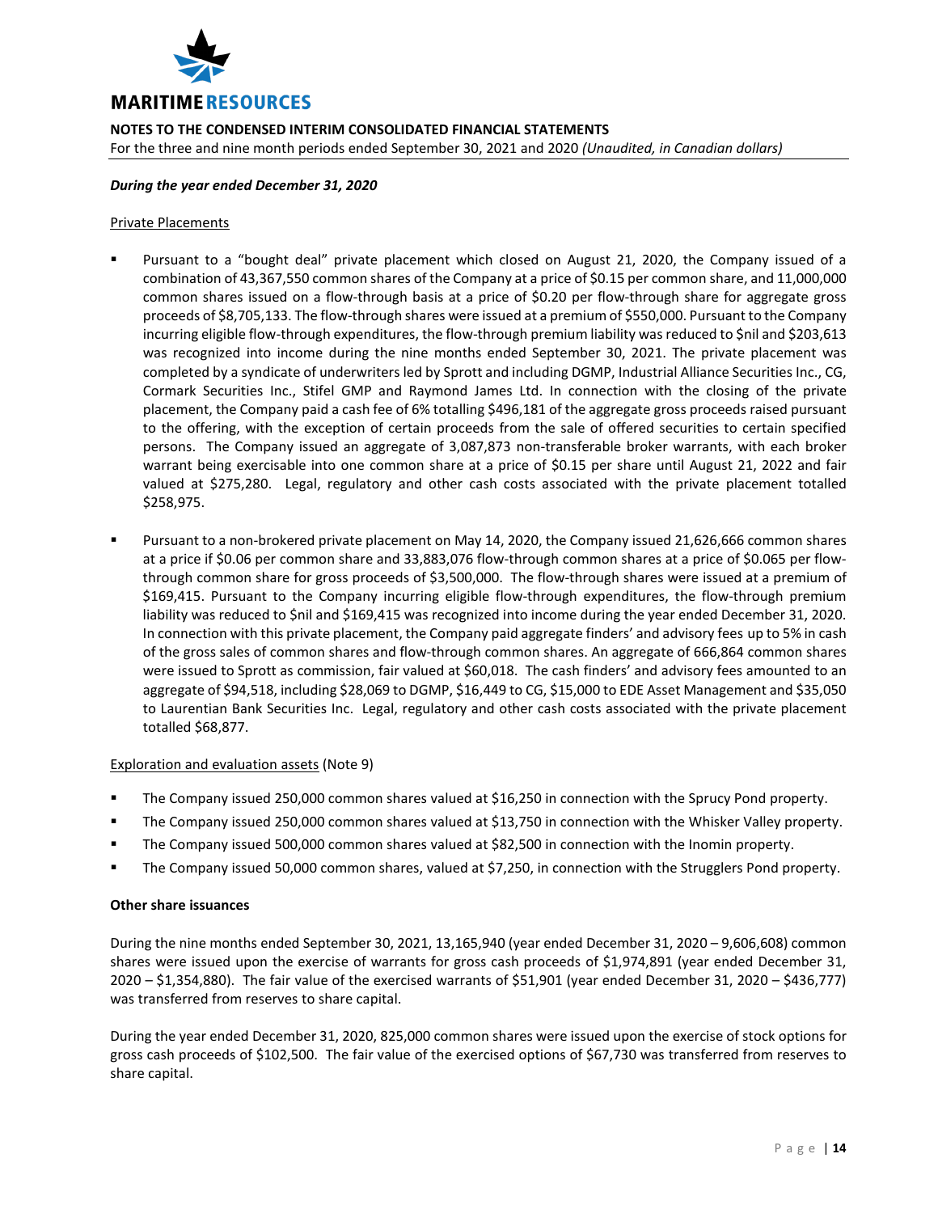***During the year ended December 31, 2020***

Private Placements

- Pursuant to a "bought deal" private placement which closed on August 21, 2020, the Company issued of a combination of 43,367,550 common shares of the Company at a price of $0.15 per common share, and 11,000,000 common shares issued on a flow-through basis at a price of $0.20 per flow-through share for aggregate gross proceeds of $8,705,133. The flow-through shares were issued at a premium of $550,000. Pursuant to the Company incurring eligible flow-through expenditures, the flow-through premium liability was reduced to $nil and $203,613 was recognized into income during the nine months ended September 30, 2021. The private placement was completed by a syndicate of underwriters led by Sprott and including DGMP, Industrial Alliance Securities Inc., CG, Cormark Securities Inc., Stifel GMP and Raymond James Ltd. In connection with the closing of the private placement, the Company paid a cash fee of 6% totalling $496,181 of the aggregate gross proceeds raised pursuant to the offering, with the exception of certain proceeds from the sale of offered securities to certain specified persons. The Company issued an aggregate of 3,087,873 non-transferable broker warrants, with each broker warrant being exercisable into one common share at a price of $0.15 per share until August 21, 2022 and fair valued at $275,280. Legal, regulatory and other cash costs associated with the private placement totalled $258,975.

- Pursuant to a non-brokered private placement on May 14, 2020, the Company issued 21,626,666 common shares at a price if $0.06 per common share and 33,883,076 flow-through common shares at a price of $0.065 per flow-through common share for gross proceeds of $3,500,000. The flow-through shares were issued at a premium of $169,415. Pursuant to the Company incurring eligible flow-through expenditures, the flow-through premium liability was reduced to $nil and $169,415 was recognized into income during the year ended December 31, 2020. In connection with this private placement, the Company paid aggregate finders' and advisory fees up to 5% in cash of the gross sales of common shares and flow-through common shares. An aggregate of 666,864 common shares were issued to Sprott as commission, fair valued at $60,018. The cash finders' and advisory fees amounted to an aggregate of $94,518, including $28,069 to DGMP, $16,449 to CG, $15,000 to EDE Asset Management and $35,050 to Laurentian Bank Securities Inc. Legal, regulatory and other cash costs associated with the private placement totalled $68,877.

Exploration and evaluation assets (Note 9)

- The Company issued 250,000 common shares valued at $16,250 in connection with the Sprucy Pond property.
- The Company issued 250,000 common shares valued at $13,750 in connection with the Whisker Valley property.
- The Company issued 500,000 common shares valued at $82,500 in connection with the Inomin property.
- The Company issued 50,000 common shares, valued at $7,250, in connection with the Strugglers Pond property.

**Other share issuances**

During the nine months ended September 30, 2021, 13,165,940 (year ended December 31, 2020 – 9,606,608) common shares were issued upon the exercise of warrants for gross cash proceeds of $1,974,891 (year ended December 31, 2020 – $1,354,880). The fair value of the exercised warrants of $51,901 (year ended December 31, 2020 – $436,777) was transferred from reserves to share capital.

During the year ended December 31, 2020, 825,000 common shares were issued upon the exercise of stock options for gross cash proceeds of $102,500. The fair value of the exercised options of $67,730 was transferred from reserves to share capital.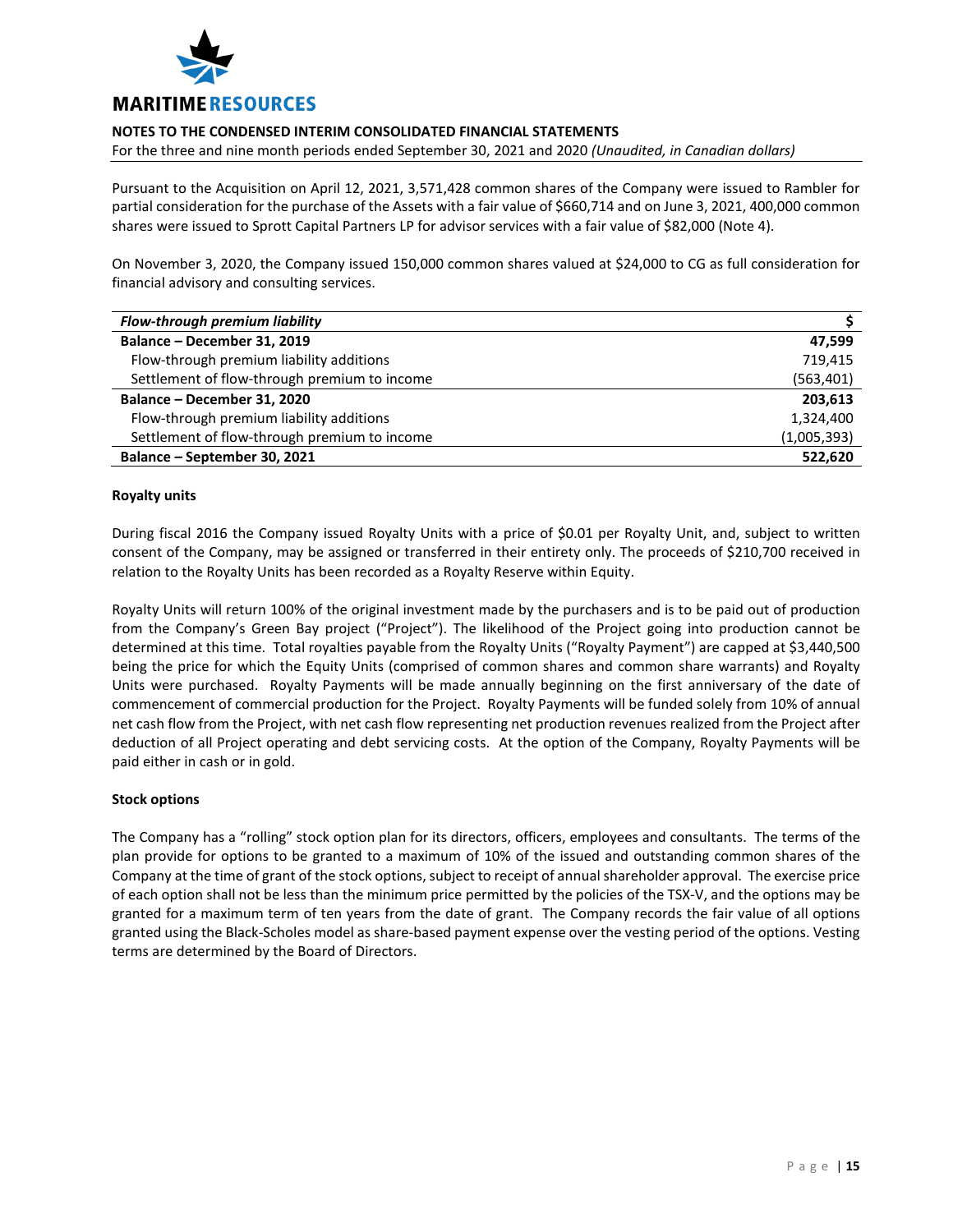Pursuant to the Acquisition on April 12, 2021, 3,571,428 common shares of the Company were issued to Rambler for partial consideration for the purchase of the Assets with a fair value of $660,714 and on June 3, 2021, 400,000 common shares were issued to Sprott Capital Partners LP for advisor services with a fair value of $82,000 (Note 4).

On November 3, 2020, the Company issued 150,000 common shares valued at $24,000 to CG as full consideration for financial advisory and consulting services.

| ***Flow-through premium liability*** | **$** |
|---|---|
| **Balance – December 31, 2019** | **47,599** |
| Flow-through premium liability additions | 719,415 |
| Settlement of flow-through premium to income | (563,401) |
| **Balance – December 31, 2020** | **203,613** |
| Flow-through premium liability additions | 1,324,400 |
| Settlement of flow-through premium to income | (1,005,393) |
| **Balance – September 30, 2021** | **522,620** |

**Royalty units**

During fiscal 2016 the Company issued Royalty Units with a price of $0.01 per Royalty Unit, and, subject to written consent of the Company, may be assigned or transferred in their entirety only. The proceeds of $210,700 received in relation to the Royalty Units has been recorded as a Royalty Reserve within Equity.

Royalty Units will return 100% of the original investment made by the purchasers and is to be paid out of production from the Company's Green Bay project ("Project"). The likelihood of the Project going into production cannot be determined at this time. Total royalties payable from the Royalty Units ("Royalty Payment") are capped at $3,440,500 being the price for which the Equity Units (comprised of common shares and common share warrants) and Royalty Units were purchased. Royalty Payments will be made annually beginning on the first anniversary of the date of commencement of commercial production for the Project. Royalty Payments will be funded solely from 10% of annual net cash flow from the Project, with net cash flow representing net production revenues realized from the Project after deduction of all Project operating and debt servicing costs. At the option of the Company, Royalty Payments will be paid either in cash or in gold.

**Stock options**

The Company has a "rolling" stock option plan for its directors, officers, employees and consultants. The terms of the plan provide for options to be granted to a maximum of 10% of the issued and outstanding common shares of the Company at the time of grant of the stock options, subject to receipt of annual shareholder approval. The exercise price of each option shall not be less than the minimum price permitted by the policies of the TSX-V, and the options may be granted for a maximum term of ten years from the date of grant. The Company records the fair value of all options granted using the Black-Scholes model as share-based payment expense over the vesting period of the options. Vesting terms are determined by the Board of Directors.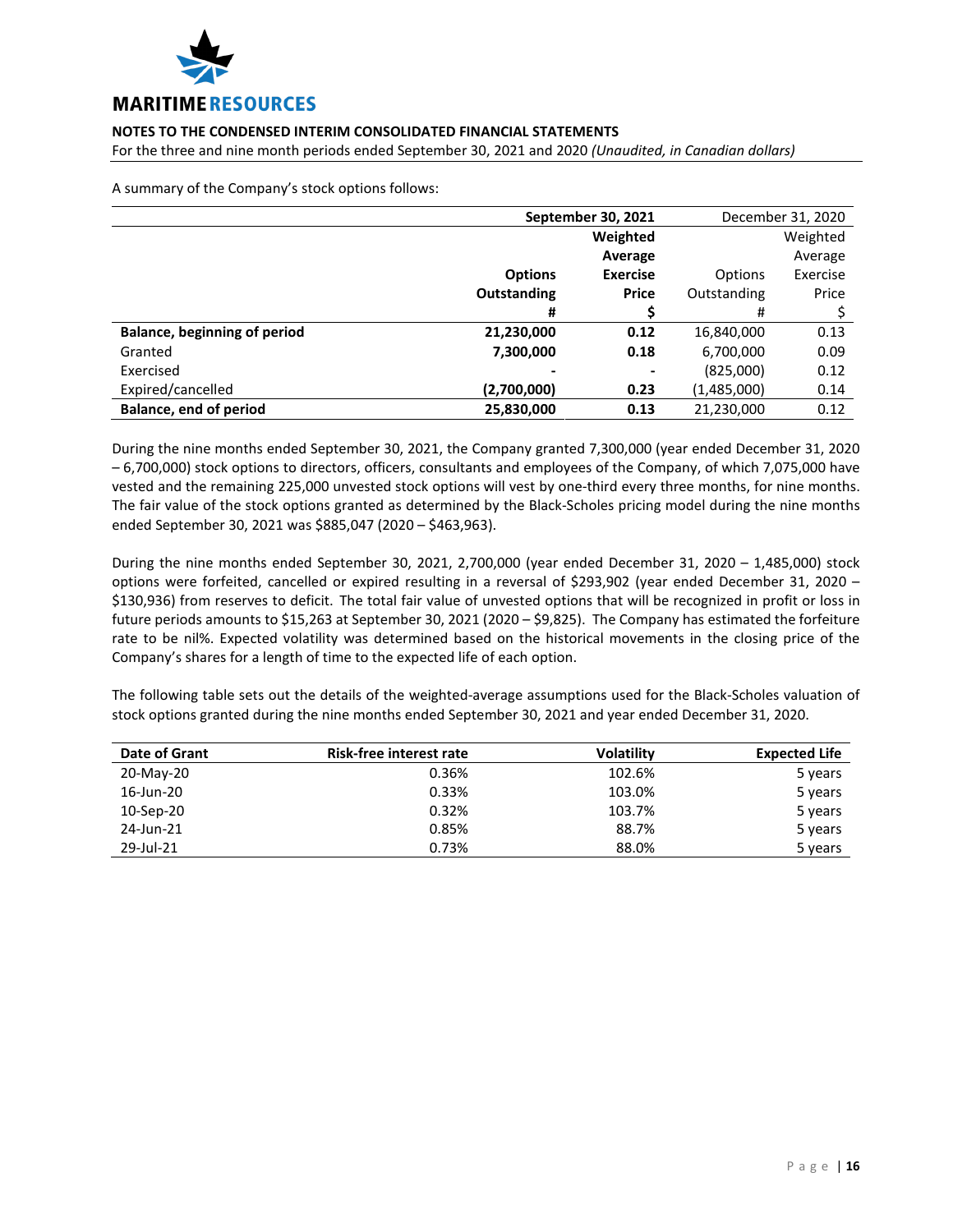A summary of the Company's stock options follows:

| | September 30, 2021 | | December 31, 2020 | |
|---|---|---|---|---|
| | **Options Outstanding** | **Weighted Average Exercise Price** | Options Outstanding | Weighted Average Exercise Price |
| | **#** | **$** | # | $ |
| **Balance, beginning of period** | **21,230,000** | **0.12** | 16,840,000 | 0.13 |
| Granted | **7,300,000** | **0.18** | 6,700,000 | 0.09 |
| Exercised | **-** | **-** | (825,000) | 0.12 |
| Expired/cancelled | **(2,700,000)** | **0.23** | (1,485,000) | 0.14 |
| **Balance, end of period** | **25,830,000** | **0.13** | 21,230,000 | 0.12 |

During the nine months ended September 30, 2021, the Company granted 7,300,000 (year ended December 31, 2020 – 6,700,000) stock options to directors, officers, consultants and employees of the Company, of which 7,075,000 have vested and the remaining 225,000 unvested stock options will vest by one-third every three months, for nine months. The fair value of the stock options granted as determined by the Black-Scholes pricing model during the nine months ended September 30, 2021 was $885,047 (2020 – $463,963).

During the nine months ended September 30, 2021, 2,700,000 (year ended December 31, 2020 – 1,485,000) stock options were forfeited, cancelled or expired resulting in a reversal of $293,902 (year ended December 31, 2020 – $130,936) from reserves to deficit. The total fair value of unvested options that will be recognized in profit or loss in future periods amounts to $15,263 at September 30, 2021 (2020 – $9,825). The Company has estimated the forfeiture rate to be nil%. Expected volatility was determined based on the historical movements in the closing price of the Company's shares for a length of time to the expected life of each option.

The following table sets out the details of the weighted-average assumptions used for the Black-Scholes valuation of stock options granted during the nine months ended September 30, 2021 and year ended December 31, 2020.

| Date of Grant | Risk-free interest rate | Volatility | Expected Life |
|---|---|---|---|
| 20-May-20 | 0.36% | 102.6% | 5 years |
| 16-Jun-20 | 0.33% | 103.0% | 5 years |
| 10-Sep-20 | 0.32% | 103.7% | 5 years |
| 24-Jun-21 | 0.85% | 88.7% | 5 years |
| 29-Jul-21 | 0.73% | 88.0% | 5 years |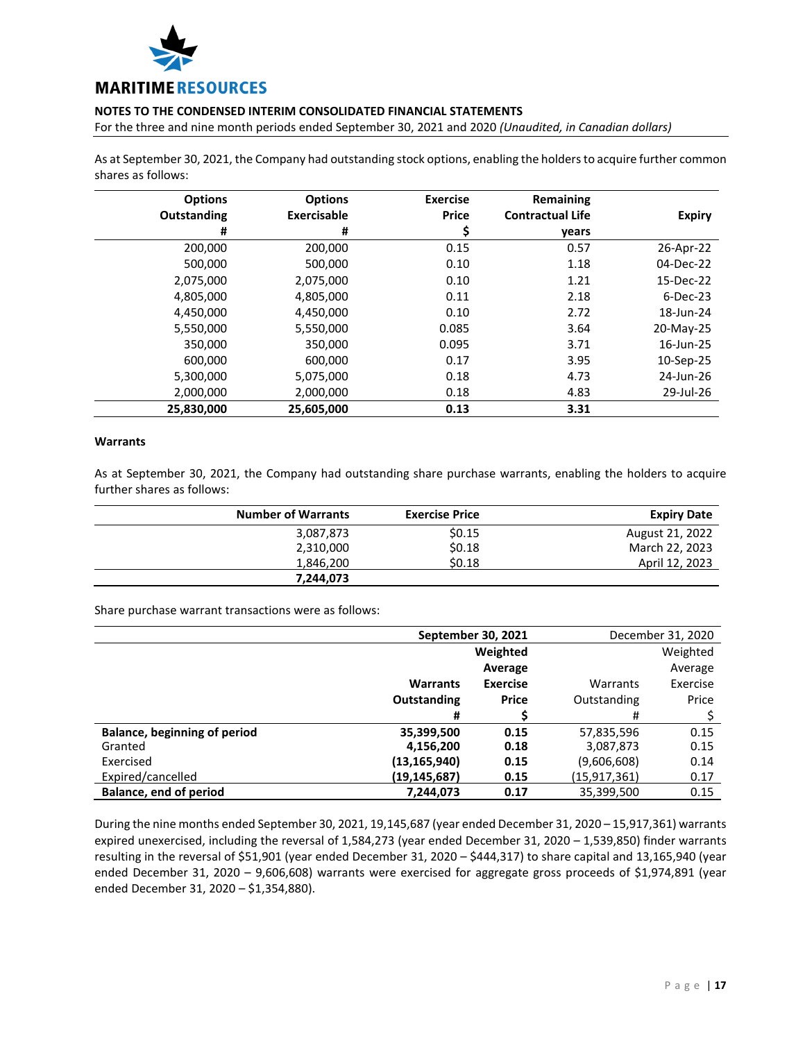As at September 30, 2021, the Company had outstanding stock options, enabling the holders to acquire further common shares as follows:

| Options Outstanding # | Options Exercisable # | Exercise Price $ | Remaining Contractual Life years | Expiry |
|---|---|---|---|---|
| 200,000 | 200,000 | 0.15 | 0.57 | 26-Apr-22 |
| 500,000 | 500,000 | 0.10 | 1.18 | 04-Dec-22 |
| 2,075,000 | 2,075,000 | 0.10 | 1.21 | 15-Dec-22 |
| 4,805,000 | 4,805,000 | 0.11 | 2.18 | 6-Dec-23 |
| 4,450,000 | 4,450,000 | 0.10 | 2.72 | 18-Jun-24 |
| 5,550,000 | 5,550,000 | 0.085 | 3.64 | 20-May-25 |
| 350,000 | 350,000 | 0.095 | 3.71 | 16-Jun-25 |
| 600,000 | 600,000 | 0.17 | 3.95 | 10-Sep-25 |
| 5,300,000 | 5,075,000 | 0.18 | 4.73 | 24-Jun-26 |
| 2,000,000 | 2,000,000 | 0.18 | 4.83 | 29-Jul-26 |
| **25,830,000** | **25,605,000** | **0.13** | **3.31** | |

**Warrants**

As at September 30, 2021, the Company had outstanding share purchase warrants, enabling the holders to acquire further shares as follows:

| Number of Warrants | Exercise Price | Expiry Date |
|---|---|---|
| 3,087,873 | $0.15 | August 21, 2022 |
| 2,310,000 | $0.18 | March 22, 2023 |
| 1,846,200 | $0.18 | April 12, 2023 |
| **7,244,073** | | |

Share purchase warrant transactions were as follows:

| | **September 30, 2021** | | December 31, 2020 | |
|---|---|---|---|---|
| | **Warrants Outstanding #** | **Weighted Average Exercise Price $** | Warrants Outstanding # | Weighted Average Exercise Price $ |
| **Balance, beginning of period** | **35,399,500** | **0.15** | 57,835,596 | 0.15 |
| Granted | **4,156,200** | **0.18** | 3,087,873 | 0.15 |
| Exercised | **(13,165,940)** | **0.15** | (9,606,608) | 0.14 |
| Expired/cancelled | **(19,145,687)** | **0.15** | (15,917,361) | 0.17 |
| **Balance, end of period** | **7,244,073** | **0.17** | 35,399,500 | 0.15 |

During the nine months ended September 30, 2021, 19,145,687 (year ended December 31, 2020 – 15,917,361) warrants expired unexercised, including the reversal of 1,584,273 (year ended December 31, 2020 – 1,539,850) finder warrants resulting in the reversal of $51,901 (year ended December 31, 2020 – $444,317) to share capital and 13,165,940 (year ended December 31, 2020 – 9,606,608) warrants were exercised for aggregate gross proceeds of $1,974,891 (year ended December 31, 2020 – $1,354,880).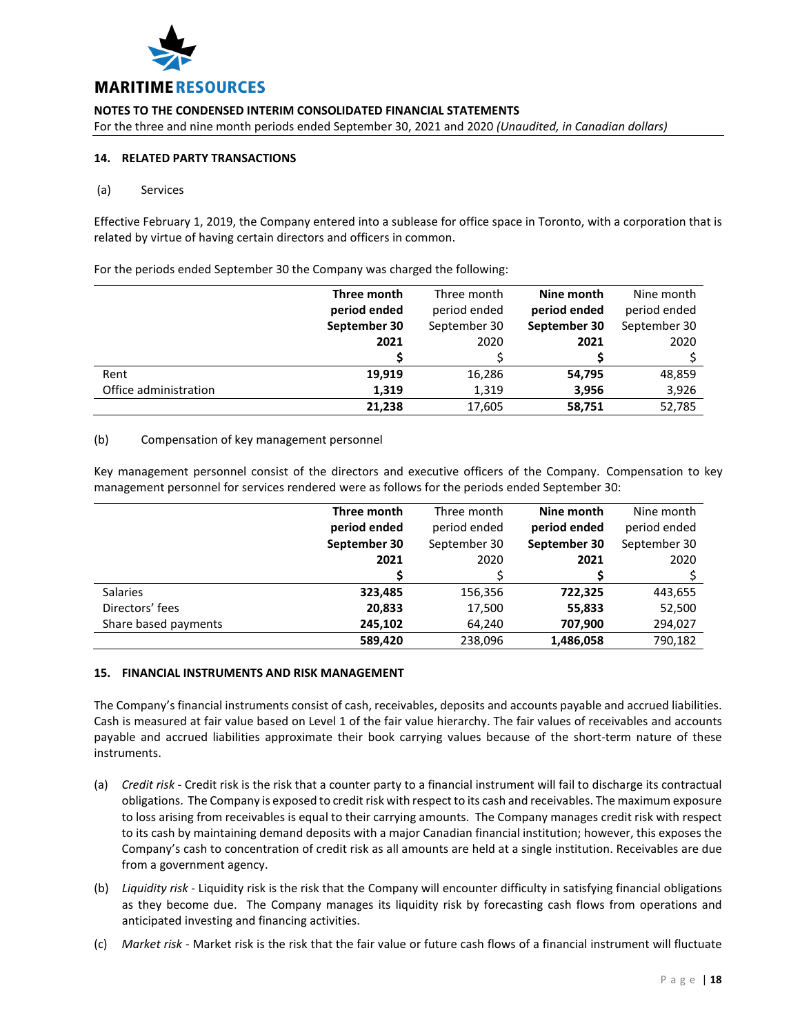## 14. RELATED PARTY TRANSACTIONS

(a) Services

Effective February 1, 2019, the Company entered into a sublease for office space in Toronto, with a corporation that is related by virtue of having certain directors and officers in common.

For the periods ended September 30 the Company was charged the following:

| | **Three month period ended September 30 2021** | Three month period ended September 30 2020 | **Nine month period ended September 30 2021** | Nine month period ended September 30 2020 |
|---|---|---|---|---|
| | **$** | $ | **$** | $ |
| Rent | **19,919** | 16,286 | **54,795** | 48,859 |
| Office administration | **1,319** | 1,319 | **3,956** | 3,926 |
| | **21,238** | 17,605 | **58,751** | 52,785 |

(b) Compensation of key management personnel

Key management personnel consist of the directors and executive officers of the Company. Compensation to key management personnel for services rendered were as follows for the periods ended September 30:

| | **Three month period ended September 30 2021** | Three month period ended September 30 2020 | **Nine month period ended September 30 2021** | Nine month period ended September 30 2020 |
|---|---|---|---|---|
| | **$** | $ | **$** | $ |
| Salaries | **323,485** | 156,356 | **722,325** | 443,655 |
| Directors' fees | **20,833** | 17,500 | **55,833** | 52,500 |
| Share based payments | **245,102** | 64,240 | **707,900** | 294,027 |
| | **589,420** | 238,096 | **1,486,058** | 790,182 |

## 15. FINANCIAL INSTRUMENTS AND RISK MANAGEMENT

The Company's financial instruments consist of cash, receivables, deposits and accounts payable and accrued liabilities. Cash is measured at fair value based on Level 1 of the fair value hierarchy. The fair values of receivables and accounts payable and accrued liabilities approximate their book carrying values because of the short-term nature of these instruments.

(a) *Credit risk* - Credit risk is the risk that a counter party to a financial instrument will fail to discharge its contractual obligations. The Company is exposed to credit risk with respect to its cash and receivables. The maximum exposure to loss arising from receivables is equal to their carrying amounts. The Company manages credit risk with respect to its cash by maintaining demand deposits with a major Canadian financial institution; however, this exposes the Company's cash to concentration of credit risk as all amounts are held at a single institution. Receivables are due from a government agency.

(b) *Liquidity risk* - Liquidity risk is the risk that the Company will encounter difficulty in satisfying financial obligations as they become due. The Company manages its liquidity risk by forecasting cash flows from operations and anticipated investing and financing activities.

(c) *Market risk* - Market risk is the risk that the fair value or future cash flows of a financial instrument will fluctuate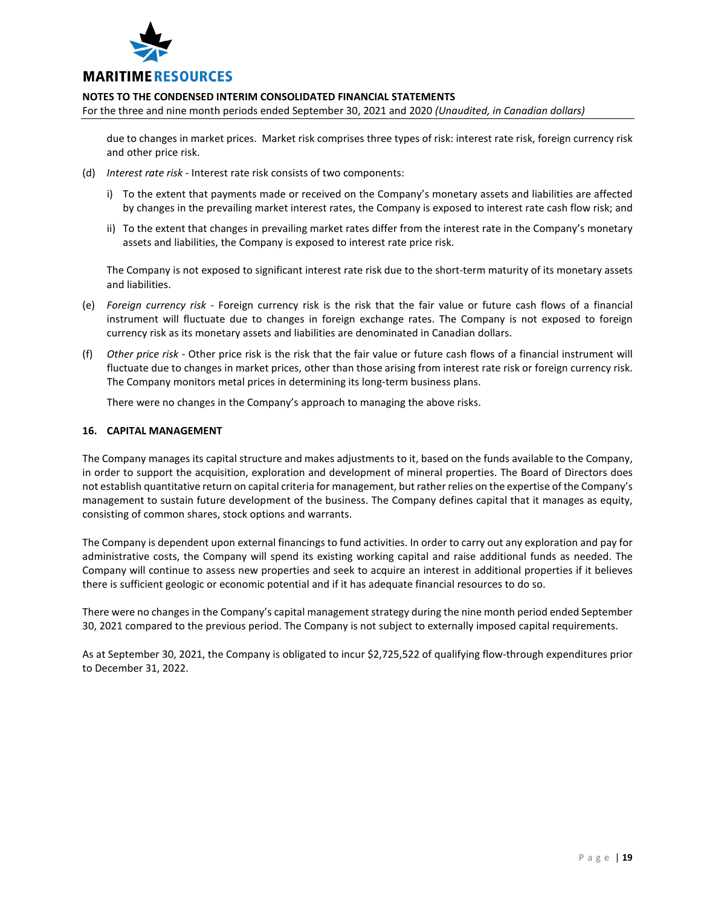due to changes in market prices. Market risk comprises three types of risk: interest rate risk, foreign currency risk and other price risk.

(d) *Interest rate risk* - Interest rate risk consists of two components:

i) To the extent that payments made or received on the Company's monetary assets and liabilities are affected by changes in the prevailing market interest rates, the Company is exposed to interest rate cash flow risk; and

ii) To the extent that changes in prevailing market rates differ from the interest rate in the Company's monetary assets and liabilities, the Company is exposed to interest rate price risk.

The Company is not exposed to significant interest rate risk due to the short-term maturity of its monetary assets and liabilities.

(e) *Foreign currency risk* - Foreign currency risk is the risk that the fair value or future cash flows of a financial instrument will fluctuate due to changes in foreign exchange rates. The Company is not exposed to foreign currency risk as its monetary assets and liabilities are denominated in Canadian dollars.

(f) *Other price risk* - Other price risk is the risk that the fair value or future cash flows of a financial instrument will fluctuate due to changes in market prices, other than those arising from interest rate risk or foreign currency risk. The Company monitors metal prices in determining its long-term business plans.

There were no changes in the Company's approach to managing the above risks.

## 16. CAPITAL MANAGEMENT

The Company manages its capital structure and makes adjustments to it, based on the funds available to the Company, in order to support the acquisition, exploration and development of mineral properties. The Board of Directors does not establish quantitative return on capital criteria for management, but rather relies on the expertise of the Company's management to sustain future development of the business. The Company defines capital that it manages as equity, consisting of common shares, stock options and warrants.

The Company is dependent upon external financings to fund activities. In order to carry out any exploration and pay for administrative costs, the Company will spend its existing working capital and raise additional funds as needed. The Company will continue to assess new properties and seek to acquire an interest in additional properties if it believes there is sufficient geologic or economic potential and if it has adequate financial resources to do so.

There were no changes in the Company's capital management strategy during the nine month period ended September 30, 2021 compared to the previous period. The Company is not subject to externally imposed capital requirements.

As at September 30, 2021, the Company is obligated to incur $2,725,522 of qualifying flow-through expenditures prior to December 31, 2022.